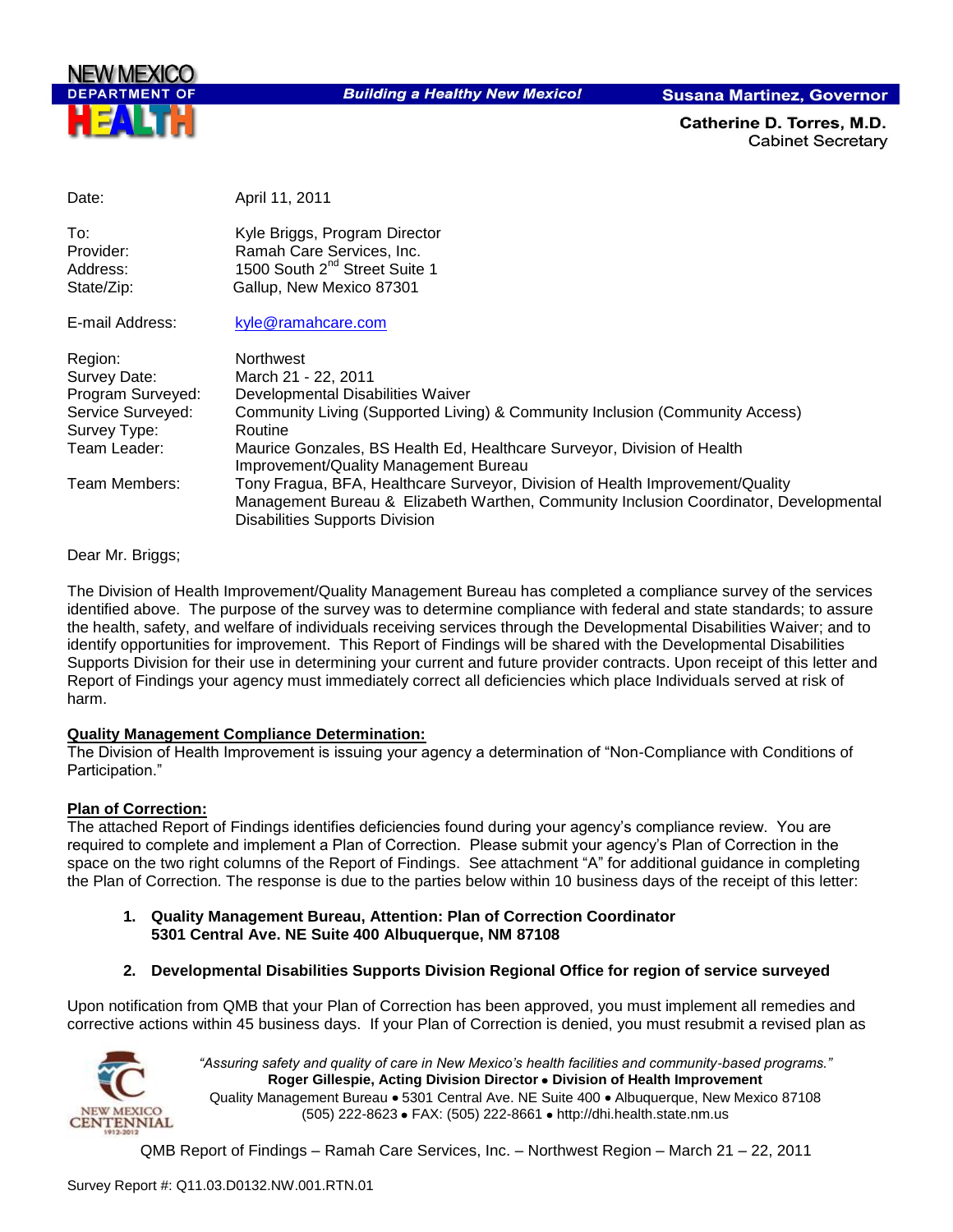NEW MEXICO DEPARTMENT OF HEALTH

*Building a Healthy New Mexico!*

**Susana Martinez, Governor**

**Catherine D. Torres, M.D.**
Cabinet Secretary

| | |
|---|---|
| Date: | April 11, 2011 |
| To: | Kyle Briggs, Program Director |
| Provider: | Ramah Care Services, Inc. |
| Address: | 1500 South 2nd Street Suite 1 |
| State/Zip: | Gallup, New Mexico 87301 |
| E-mail Address: | kyle@ramahcare.com |
| Region: | Northwest |
| Survey Date: | March 21 - 22, 2011 |
| Program Surveyed: | Developmental Disabilities Waiver |
| Service Surveyed: | Community Living (Supported Living) & Community Inclusion (Community Access) |
| Survey Type: | Routine |
| Team Leader: | Maurice Gonzales, BS Health Ed, Healthcare Surveyor, Division of Health Improvement/Quality Management Bureau |
| Team Members: | Tony Fragua, BFA, Healthcare Surveyor, Division of Health Improvement/Quality Management Bureau & Elizabeth Warthen, Community Inclusion Coordinator, Developmental Disabilities Supports Division |

Dear Mr. Briggs;

The Division of Health Improvement/Quality Management Bureau has completed a compliance survey of the services identified above. The purpose of the survey was to determine compliance with federal and state standards; to assure the health, safety, and welfare of individuals receiving services through the Developmental Disabilities Waiver; and to identify opportunities for improvement. This Report of Findings will be shared with the Developmental Disabilities Supports Division for their use in determining your current and future provider contracts. Upon receipt of this letter and Report of Findings your agency must immediately correct all deficiencies which place Individuals served at risk of harm.

**Quality Management Compliance Determination:**
The Division of Health Improvement is issuing your agency a determination of "Non-Compliance with Conditions of Participation."

**Plan of Correction:**
The attached Report of Findings identifies deficiencies found during your agency's compliance review. You are required to complete and implement a Plan of Correction. Please submit your agency's Plan of Correction in the space on the two right columns of the Report of Findings. See attachment "A" for additional guidance in completing the Plan of Correction. The response is due to the parties below within 10 business days of the receipt of this letter:

1. **Quality Management Bureau, Attention: Plan of Correction Coordinator**
   **5301 Central Ave. NE Suite 400 Albuquerque, NM 87108**

2. **Developmental Disabilities Supports Division Regional Office for region of service surveyed**

Upon notification from QMB that your Plan of Correction has been approved, you must implement all remedies and corrective actions within 45 business days. If your Plan of Correction is denied, you must resubmit a revised plan as

*"Assuring safety and quality of care in New Mexico's health facilities and community-based programs."*
**Roger Gillespie, Acting Division Director • Division of Health Improvement**
Quality Management Bureau • 5301 Central Ave. NE Suite 400 • Albuquerque, New Mexico 87108
(505) 222-8623 • FAX: (505) 222-8661 • http://dhi.health.state.nm.us

QMB Report of Findings – Ramah Care Services, Inc. – Northwest Region – March 21 – 22, 2011

Survey Report #: Q11.03.D0132.NW.001.RTN.01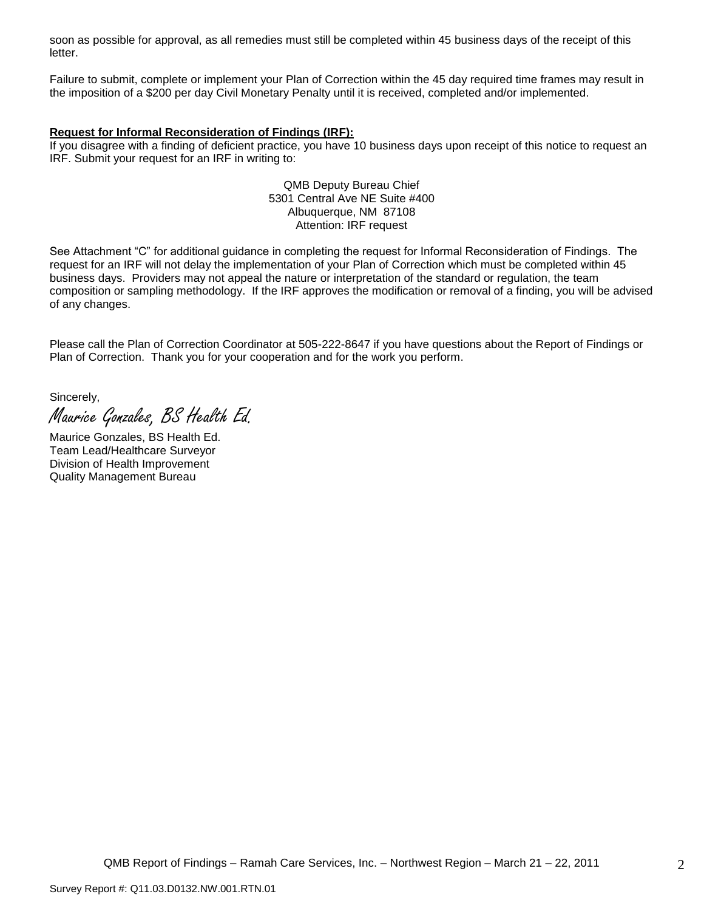soon as possible for approval, as all remedies must still be completed within 45 business days of the receipt of this letter.

Failure to submit, complete or implement your Plan of Correction within the 45 day required time frames may result in the imposition of a $200 per day Civil Monetary Penalty until it is received, completed and/or implemented.

**Request for Informal Reconsideration of Findings (IRF):**

If you disagree with a finding of deficient practice, you have 10 business days upon receipt of this notice to request an IRF. Submit your request for an IRF in writing to:

QMB Deputy Bureau Chief
5301 Central Ave NE Suite #400
Albuquerque, NM 87108
Attention: IRF request

See Attachment "C" for additional guidance in completing the request for Informal Reconsideration of Findings. The request for an IRF will not delay the implementation of your Plan of Correction which must be completed within 45 business days. Providers may not appeal the nature or interpretation of the standard or regulation, the team composition or sampling methodology. If the IRF approves the modification or removal of a finding, you will be advised of any changes.

Please call the Plan of Correction Coordinator at 505-222-8647 if you have questions about the Report of Findings or Plan of Correction. Thank you for your cooperation and for the work you perform.

Sincerely,

*Maurice Gonzales, BS Health Ed.*

Maurice Gonzales, BS Health Ed.
Team Lead/Healthcare Surveyor
Division of Health Improvement
Quality Management Bureau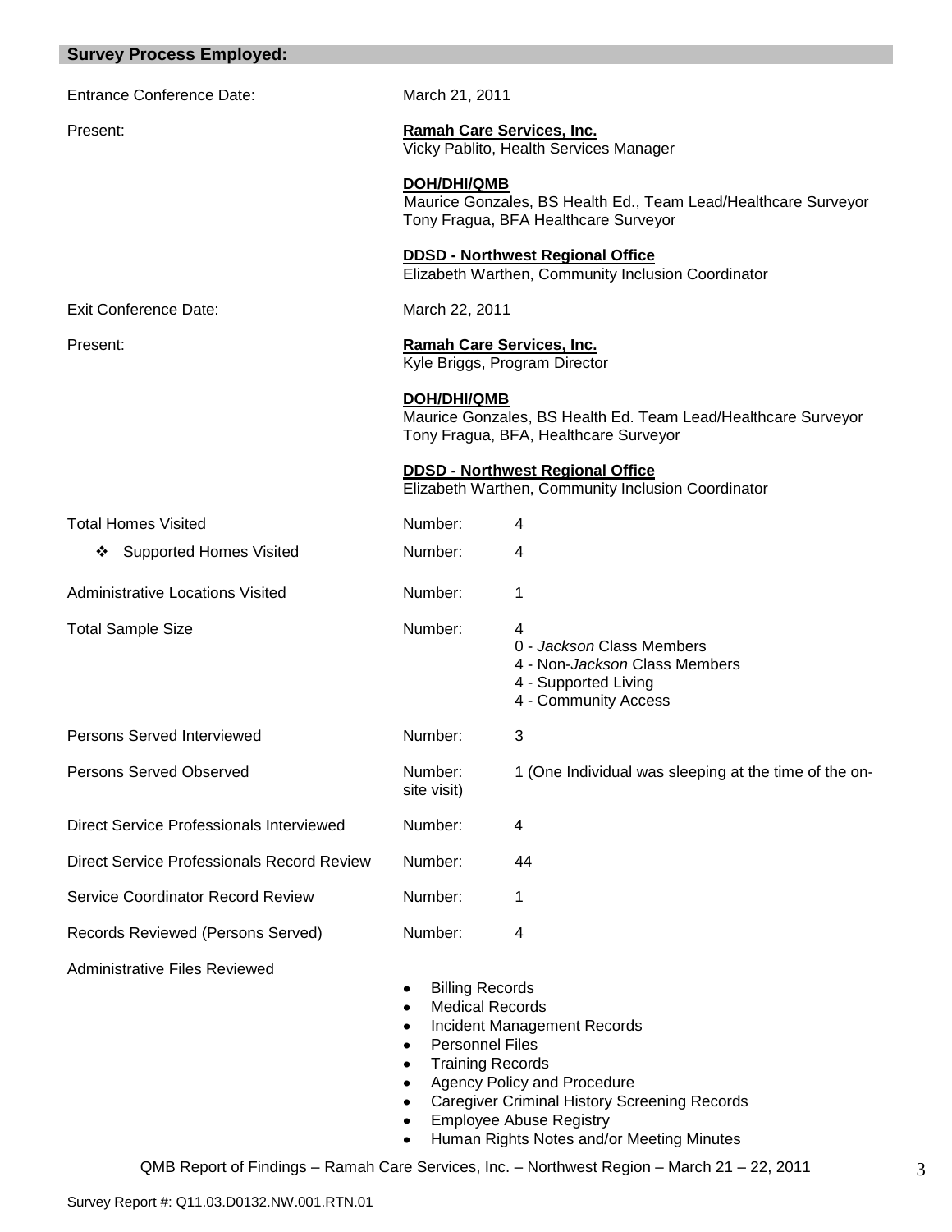## Survey Process Employed:

| | | |
|---|---|---|
| Entrance Conference Date: | March 21, 2011 | |
| Present: | **Ramah Care Services, Inc.**<br>Vicky Pablito, Health Services Manager<br><br>**DOH/DHI/QMB**<br>Maurice Gonzales, BS Health Ed., Team Lead/Healthcare Surveyor<br>Tony Fragua, BFA Healthcare Surveyor<br><br>**DDSD - Northwest Regional Office**<br>Elizabeth Warthen, Community Inclusion Coordinator | |
| Exit Conference Date: | March 22, 2011 | |
| Present: | **Ramah Care Services, Inc.**<br>Kyle Briggs, Program Director<br><br>**DOH/DHI/QMB**<br>Maurice Gonzales, BS Health Ed. Team Lead/Healthcare Surveyor<br>Tony Fragua, BFA, Healthcare Surveyor<br><br>**DDSD - Northwest Regional Office**<br>Elizabeth Warthen, Community Inclusion Coordinator | |
| Total Homes Visited | Number: | 4 |
| ❖ Supported Homes Visited | Number: | 4 |
| Administrative Locations Visited | Number: | 1 |
| Total Sample Size | Number: | 4<br>0 - *Jackson* Class Members<br>4 - Non-*Jackson* Class Members<br>4 - Supported Living<br>4 - Community Access |
| Persons Served Interviewed | Number: | 3 |
| Persons Served Observed | Number: site visit) | 1 (One Individual was sleeping at the time of the on- |
| Direct Service Professionals Interviewed | Number: | 4 |
| Direct Service Professionals Record Review | Number: | 44 |
| Service Coordinator Record Review | Number: | 1 |
| Records Reviewed (Persons Served) | Number: | 4 |

Administrative Files Reviewed

- Billing Records
- Medical Records
- Incident Management Records
- Personnel Files
- Training Records
- Agency Policy and Procedure
- Caregiver Criminal History Screening Records
- Employee Abuse Registry
- Human Rights Notes and/or Meeting Minutes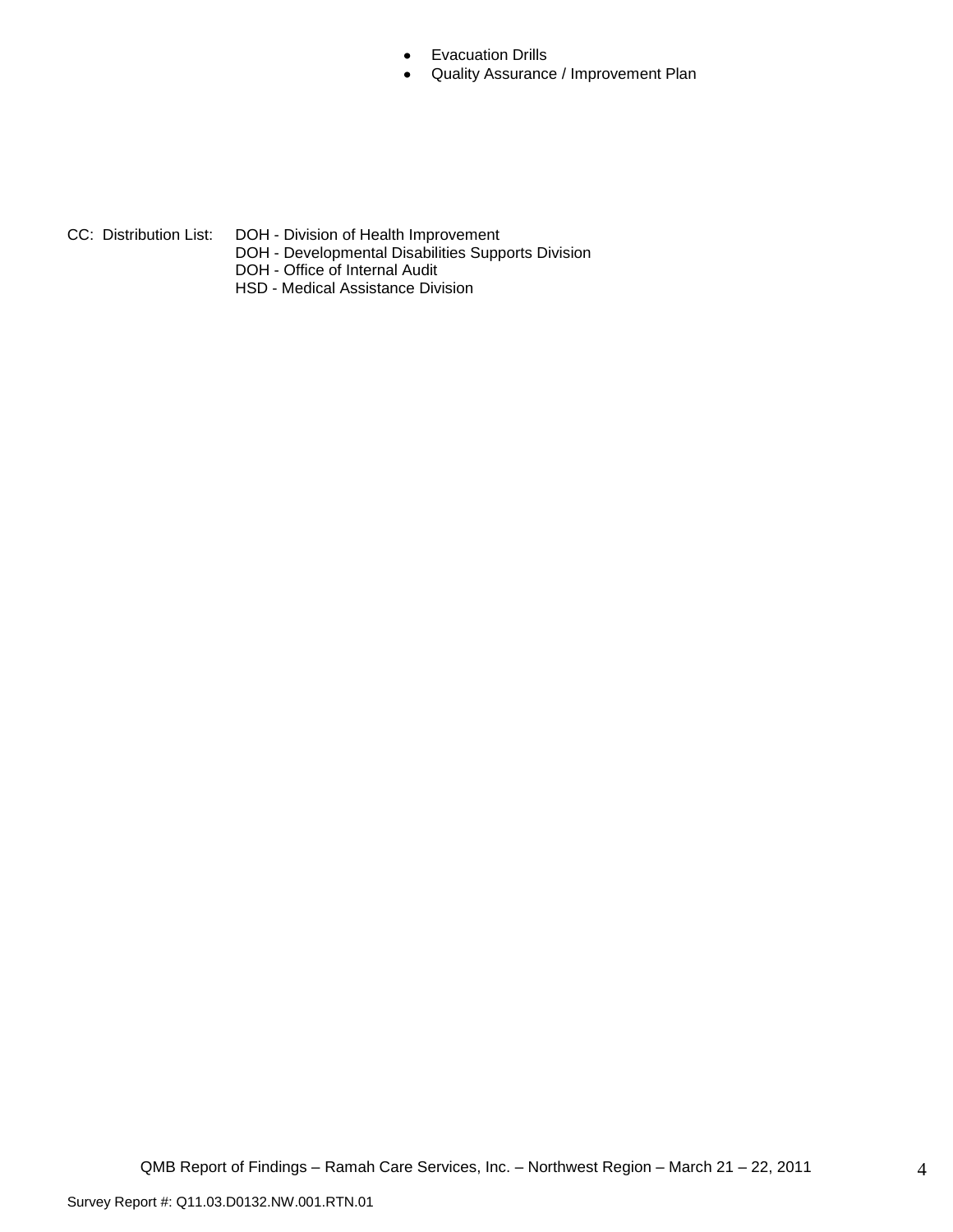- Evacuation Drills
- Quality Assurance / Improvement Plan

CC: Distribution List: DOH - Division of Health Improvement
DOH - Developmental Disabilities Supports Division
DOH - Office of Internal Audit
HSD - Medical Assistance Division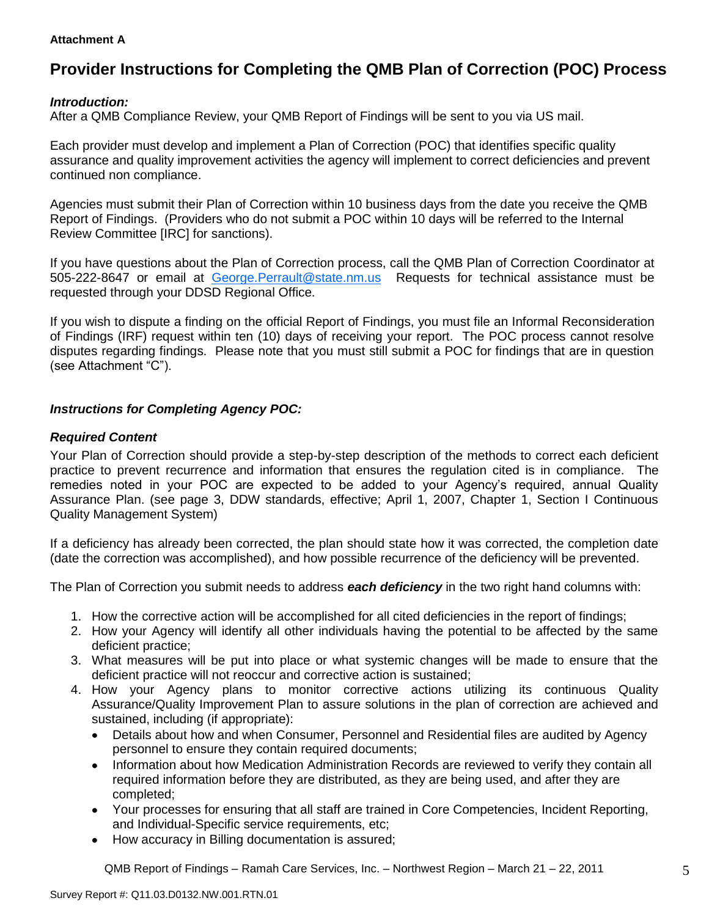**Attachment A**

# Provider Instructions for Completing the QMB Plan of Correction (POC) Process

***Introduction:***
After a QMB Compliance Review, your QMB Report of Findings will be sent to you via US mail.

Each provider must develop and implement a Plan of Correction (POC) that identifies specific quality assurance and quality improvement activities the agency will implement to correct deficiencies and prevent continued non compliance.

Agencies must submit their Plan of Correction within 10 business days from the date you receive the QMB Report of Findings. (Providers who do not submit a POC within 10 days will be referred to the Internal Review Committee [IRC] for sanctions).

If you have questions about the Plan of Correction process, call the QMB Plan of Correction Coordinator at 505-222-8647 or email at George.Perrault@state.nm.us Requests for technical assistance must be requested through your DDSD Regional Office.

If you wish to dispute a finding on the official Report of Findings, you must file an Informal Reconsideration of Findings (IRF) request within ten (10) days of receiving your report. The POC process cannot resolve disputes regarding findings. Please note that you must still submit a POC for findings that are in question (see Attachment "C").

***Instructions for Completing Agency POC:***

***Required Content***
Your Plan of Correction should provide a step-by-step description of the methods to correct each deficient practice to prevent recurrence and information that ensures the regulation cited is in compliance. The remedies noted in your POC are expected to be added to your Agency's required, annual Quality Assurance Plan. (see page 3, DDW standards, effective; April 1, 2007, Chapter 1, Section I Continuous Quality Management System)

If a deficiency has already been corrected, the plan should state how it was corrected, the completion date (date the correction was accomplished), and how possible recurrence of the deficiency will be prevented.

The Plan of Correction you submit needs to address ***each deficiency*** in the two right hand columns with:

1. How the corrective action will be accomplished for all cited deficiencies in the report of findings;
2. How your Agency will identify all other individuals having the potential to be affected by the same deficient practice;
3. What measures will be put into place or what systemic changes will be made to ensure that the deficient practice will not reoccur and corrective action is sustained;
4. How your Agency plans to monitor corrective actions utilizing its continuous Quality Assurance/Quality Improvement Plan to assure solutions in the plan of correction are achieved and sustained, including (if appropriate):
   - Details about how and when Consumer, Personnel and Residential files are audited by Agency personnel to ensure they contain required documents;
   - Information about how Medication Administration Records are reviewed to verify they contain all required information before they are distributed, as they are being used, and after they are completed;
   - Your processes for ensuring that all staff are trained in Core Competencies, Incident Reporting, and Individual-Specific service requirements, etc;
   - How accuracy in Billing documentation is assured;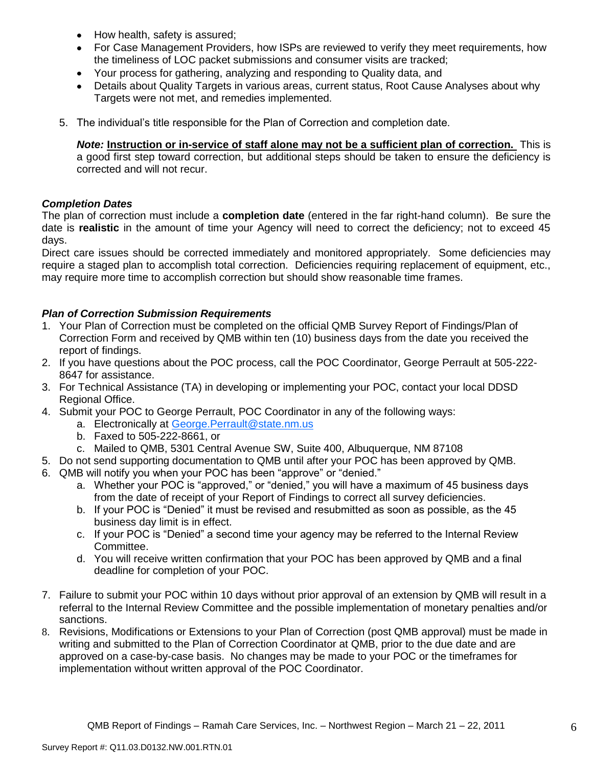- How health, safety is assured;
- For Case Management Providers, how ISPs are reviewed to verify they meet requirements, how the timeliness of LOC packet submissions and consumer visits are tracked;
- Your process for gathering, analyzing and responding to Quality data, and
- Details about Quality Targets in various areas, current status, Root Cause Analyses about why Targets were not met, and remedies implemented.

5. The individual's title responsible for the Plan of Correction and completion date.

   ***Note:*** **Instruction or in-service of staff alone may not be a sufficient plan of correction.** This is a good first step toward correction, but additional steps should be taken to ensure the deficiency is corrected and will not recur.

### *Completion Dates*

The plan of correction must include a **completion date** (entered in the far right-hand column). Be sure the date is **realistic** in the amount of time your Agency will need to correct the deficiency; not to exceed 45 days.

Direct care issues should be corrected immediately and monitored appropriately. Some deficiencies may require a staged plan to accomplish total correction. Deficiencies requiring replacement of equipment, etc., may require more time to accomplish correction but should show reasonable time frames.

### *Plan of Correction Submission Requirements*

1. Your Plan of Correction must be completed on the official QMB Survey Report of Findings/Plan of Correction Form and received by QMB within ten (10) business days from the date you received the report of findings.
2. If you have questions about the POC process, call the POC Coordinator, George Perrault at 505-222-8647 for assistance.
3. For Technical Assistance (TA) in developing or implementing your POC, contact your local DDSD Regional Office.
4. Submit your POC to George Perrault, POC Coordinator in any of the following ways:
   a. Electronically at George.Perrault@state.nm.us
   b. Faxed to 505-222-8661, or
   c. Mailed to QMB, 5301 Central Avenue SW, Suite 400, Albuquerque, NM 87108
5. Do not send supporting documentation to QMB until after your POC has been approved by QMB.
6. QMB will notify you when your POC has been "approve" or "denied."
   a. Whether your POC is "approved," or "denied," you will have a maximum of 45 business days from the date of receipt of your Report of Findings to correct all survey deficiencies.
   b. If your POC is "Denied" it must be revised and resubmitted as soon as possible, as the 45 business day limit is in effect.
   c. If your POC is "Denied" a second time your agency may be referred to the Internal Review Committee.
   d. You will receive written confirmation that your POC has been approved by QMB and a final deadline for completion of your POC.
7. Failure to submit your POC within 10 days without prior approval of an extension by QMB will result in a referral to the Internal Review Committee and the possible implementation of monetary penalties and/or sanctions.
8. Revisions, Modifications or Extensions to your Plan of Correction (post QMB approval) must be made in writing and submitted to the Plan of Correction Coordinator at QMB, prior to the due date and are approved on a case-by-case basis. No changes may be made to your POC or the timeframes for implementation without written approval of the POC Coordinator.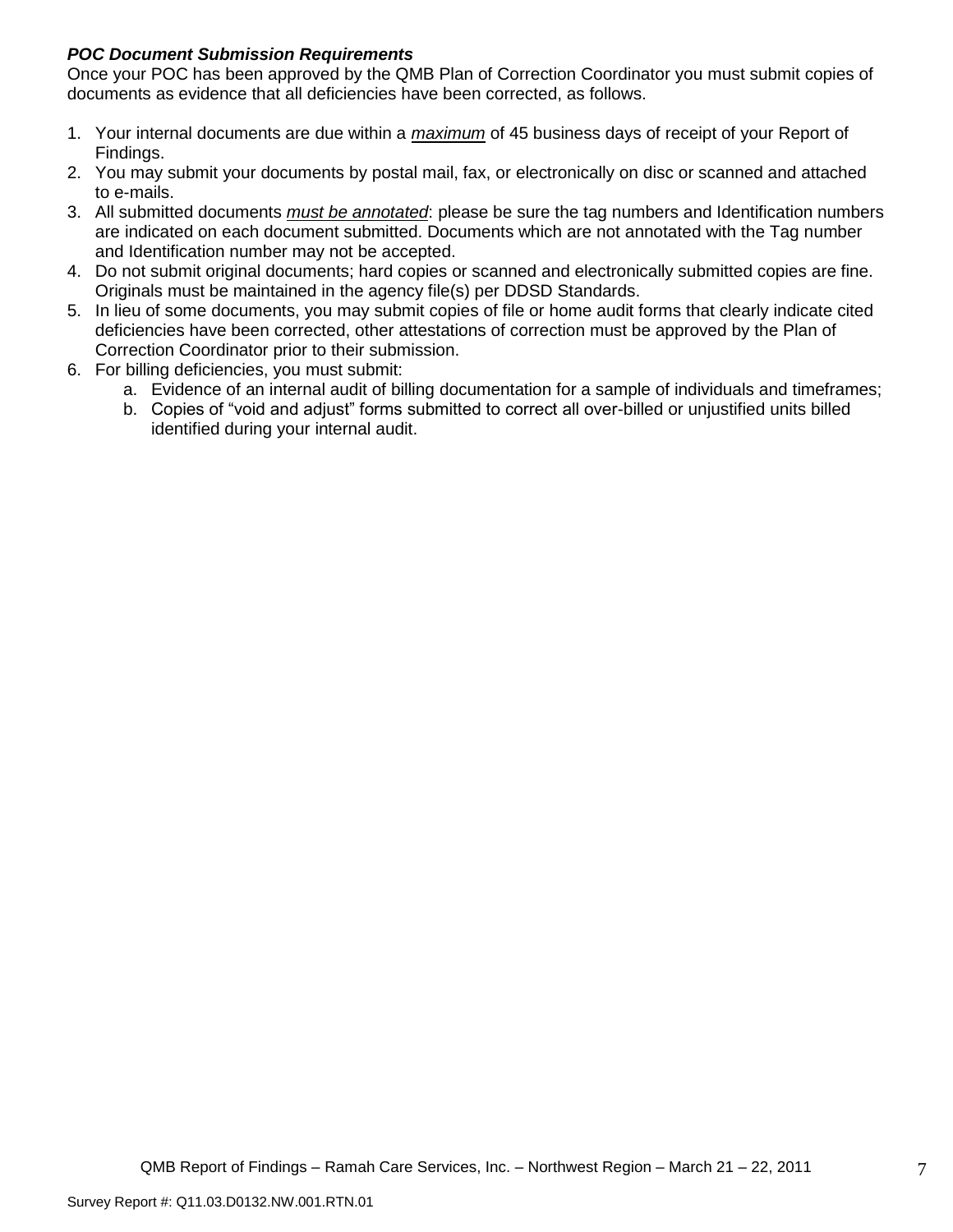***POC Document Submission Requirements***

Once your POC has been approved by the QMB Plan of Correction Coordinator you must submit copies of documents as evidence that all deficiencies have been corrected, as follows.

1. Your internal documents are due within a ***maximum*** of 45 business days of receipt of your Report of Findings.
2. You may submit your documents by postal mail, fax, or electronically on disc or scanned and attached to e-mails.
3. All submitted documents ***must be annotated***: please be sure the tag numbers and Identification numbers are indicated on each document submitted. Documents which are not annotated with the Tag number and Identification number may not be accepted.
4. Do not submit original documents; hard copies or scanned and electronically submitted copies are fine. Originals must be maintained in the agency file(s) per DDSD Standards.
5. In lieu of some documents, you may submit copies of file or home audit forms that clearly indicate cited deficiencies have been corrected, other attestations of correction must be approved by the Plan of Correction Coordinator prior to their submission.
6. For billing deficiencies, you must submit:
   a. Evidence of an internal audit of billing documentation for a sample of individuals and timeframes;
   b. Copies of "void and adjust" forms submitted to correct all over-billed or unjustified units billed identified during your internal audit.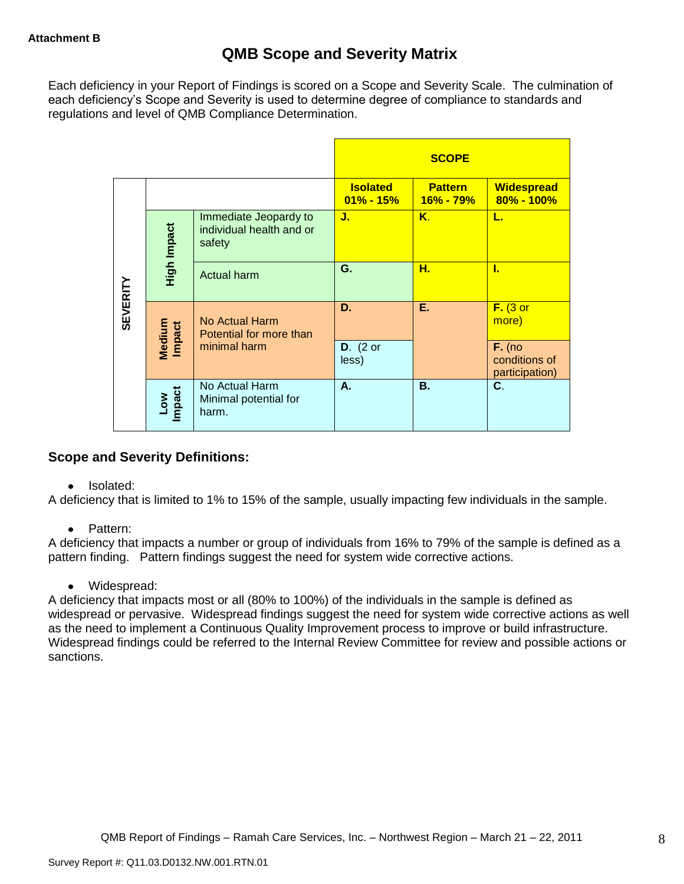**Attachment B**

# QMB Scope and Severity Matrix

Each deficiency in your Report of Findings is scored on a Scope and Severity Scale. The culmination of each deficiency's Scope and Severity is used to determine degree of compliance to standards and regulations and level of QMB Compliance Determination.

| | | | SCOPE | | |
|---|---|---|---|---|---|
| | | | **Isolated 01% - 15%** | **Pattern 16% - 79%** | **Widespread 80% - 100%** |
| SEVERITY | High Impact | Immediate Jeopardy to individual health and or safety | **J.** | **K.** | **L.** |
| | | Actual harm | **G.** | **H.** | **I.** |
| | Medium Impact | No Actual Harm Potential for more than minimal harm | **D.** | **E.** | **F.** (3 or more) |
| | | | **D.** (2 or less) | | **F.** (no conditions of participation) |
| | Low Impact | No Actual Harm Minimal potential for harm. | **A.** | **B.** | **C.** |

## Scope and Severity Definitions:

- Isolated:

A deficiency that is limited to 1% to 15% of the sample, usually impacting few individuals in the sample.

- Pattern:

A deficiency that impacts a number or group of individuals from 16% to 79% of the sample is defined as a pattern finding. Pattern findings suggest the need for system wide corrective actions.

- Widespread:

A deficiency that impacts most or all (80% to 100%) of the individuals in the sample is defined as widespread or pervasive. Widespread findings suggest the need for system wide corrective actions as well as the need to implement a Continuous Quality Improvement process to improve or build infrastructure. Widespread findings could be referred to the Internal Review Committee for review and possible actions or sanctions.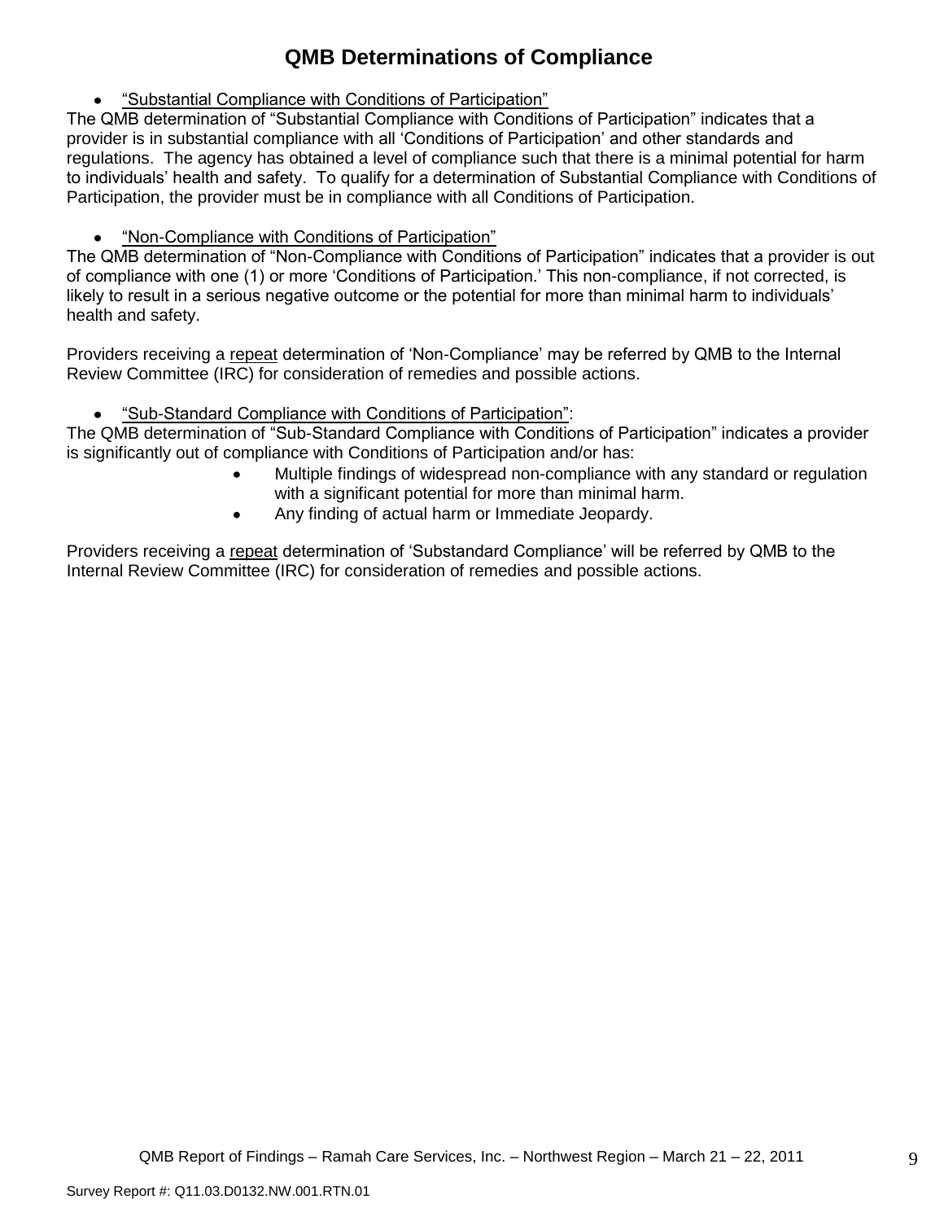# QMB Determinations of Compliance

- <u>"Substantial Compliance with Conditions of Participation"</u>

The QMB determination of "Substantial Compliance with Conditions of Participation" indicates that a provider is in substantial compliance with all 'Conditions of Participation' and other standards and regulations. The agency has obtained a level of compliance such that there is a minimal potential for harm to individuals' health and safety. To qualify for a determination of Substantial Compliance with Conditions of Participation, the provider must be in compliance with all Conditions of Participation.

- <u>"Non-Compliance with Conditions of Participation"</u>

The QMB determination of "Non-Compliance with Conditions of Participation" indicates that a provider is out of compliance with one (1) or more 'Conditions of Participation.' This non-compliance, if not corrected, is likely to result in a serious negative outcome or the potential for more than minimal harm to individuals' health and safety.

Providers receiving a <u>repeat</u> determination of 'Non-Compliance' may be referred by QMB to the Internal Review Committee (IRC) for consideration of remedies and possible actions.

- <u>"Sub-Standard Compliance with Conditions of Participation"</u>:

The QMB determination of "Sub-Standard Compliance with Conditions of Participation" indicates a provider is significantly out of compliance with Conditions of Participation and/or has:

- Multiple findings of widespread non-compliance with any standard or regulation with a significant potential for more than minimal harm.
- Any finding of actual harm or Immediate Jeopardy.

Providers receiving a <u>repeat</u> determination of 'Substandard Compliance' will be referred by QMB to the Internal Review Committee (IRC) for consideration of remedies and possible actions.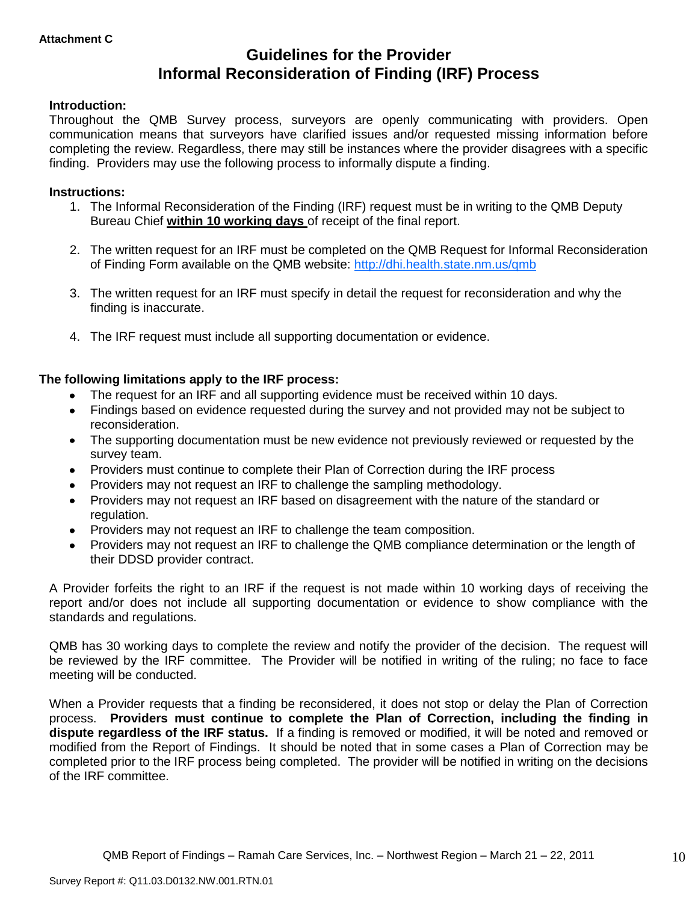**Attachment C**

# Guidelines for the Provider Informal Reconsideration of Finding (IRF) Process

**Introduction:**

Throughout the QMB Survey process, surveyors are openly communicating with providers. Open communication means that surveyors have clarified issues and/or requested missing information before completing the review. Regardless, there may still be instances where the provider disagrees with a specific finding. Providers may use the following process to informally dispute a finding.

**Instructions:**

1. The Informal Reconsideration of the Finding (IRF) request must be in writing to the QMB Deputy Bureau Chief **within 10 working days** of receipt of the final report.

2. The written request for an IRF must be completed on the QMB Request for Informal Reconsideration of Finding Form available on the QMB website: http://dhi.health.state.nm.us/qmb

3. The written request for an IRF must specify in detail the request for reconsideration and why the finding is inaccurate.

4. The IRF request must include all supporting documentation or evidence.

**The following limitations apply to the IRF process:**

- The request for an IRF and all supporting evidence must be received within 10 days.
- Findings based on evidence requested during the survey and not provided may not be subject to reconsideration.
- The supporting documentation must be new evidence not previously reviewed or requested by the survey team.
- Providers must continue to complete their Plan of Correction during the IRF process
- Providers may not request an IRF to challenge the sampling methodology.
- Providers may not request an IRF based on disagreement with the nature of the standard or regulation.
- Providers may not request an IRF to challenge the team composition.
- Providers may not request an IRF to challenge the QMB compliance determination or the length of their DDSD provider contract.

A Provider forfeits the right to an IRF if the request is not made within 10 working days of receiving the report and/or does not include all supporting documentation or evidence to show compliance with the standards and regulations.

QMB has 30 working days to complete the review and notify the provider of the decision. The request will be reviewed by the IRF committee. The Provider will be notified in writing of the ruling; no face to face meeting will be conducted.

When a Provider requests that a finding be reconsidered, it does not stop or delay the Plan of Correction process. **Providers must continue to complete the Plan of Correction, including the finding in dispute regardless of the IRF status.** If a finding is removed or modified, it will be noted and removed or modified from the Report of Findings. It should be noted that in some cases a Plan of Correction may be completed prior to the IRF process being completed. The provider will be notified in writing on the decisions of the IRF committee.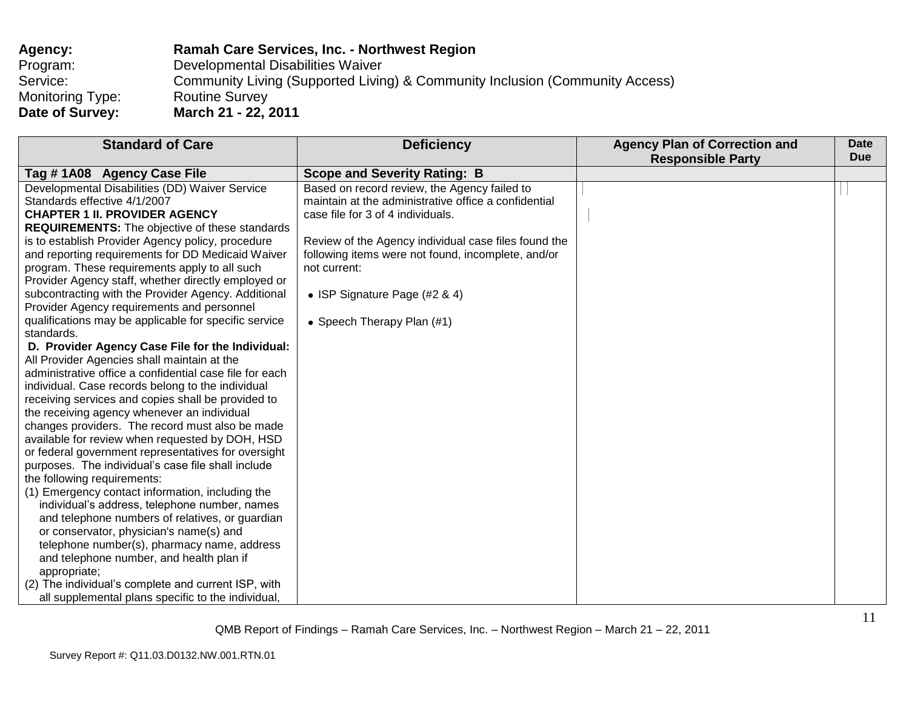**Agency:** **Ramah Care Services, Inc. - Northwest Region**
Program: Developmental Disabilities Waiver
Service: Community Living (Supported Living) & Community Inclusion (Community Access)
Monitoring Type: Routine Survey
**Date of Survey:** **March 21 - 22, 2011**

| Standard of Care | Deficiency | Agency Plan of Correction and Responsible Party | Date Due |
|---|---|---|---|
| **Tag # 1A08 Agency Case File** | **Scope and Severity Rating: B** | | |
| Developmental Disabilities (DD) Waiver Service Standards effective 4/1/2007<br>**CHAPTER 1 II. PROVIDER AGENCY REQUIREMENTS:** The objective of these standards is to establish Provider Agency policy, procedure and reporting requirements for DD Medicaid Waiver program. These requirements apply to all such Provider Agency staff, whether directly employed or subcontracting with the Provider Agency. Additional Provider Agency requirements and personnel qualifications may be applicable for specific service standards.<br>**D. Provider Agency Case File for the Individual:** All Provider Agencies shall maintain at the administrative office a confidential case file for each individual. Case records belong to the individual receiving services and copies shall be provided to the receiving agency whenever an individual changes providers. The record must also be made available for review when requested by DOH, HSD or federal government representatives for oversight purposes. The individual's case file shall include the following requirements:<br>(1) Emergency contact information, including the individual's address, telephone number, names and telephone numbers of relatives, or guardian or conservator, physician's name(s) and telephone number(s), pharmacy name, address and telephone number, and health plan if appropriate;<br>(2) The individual's complete and current ISP, with all supplemental plans specific to the individual, | Based on record review, the Agency failed to maintain at the administrative office a confidential case file for 3 of 4 individuals.<br><br>Review of the Agency individual case files found the following items were not found, incomplete, and/or not current:<br><br>• ISP Signature Page (#2 & 4)<br><br>• Speech Therapy Plan (#1) | | |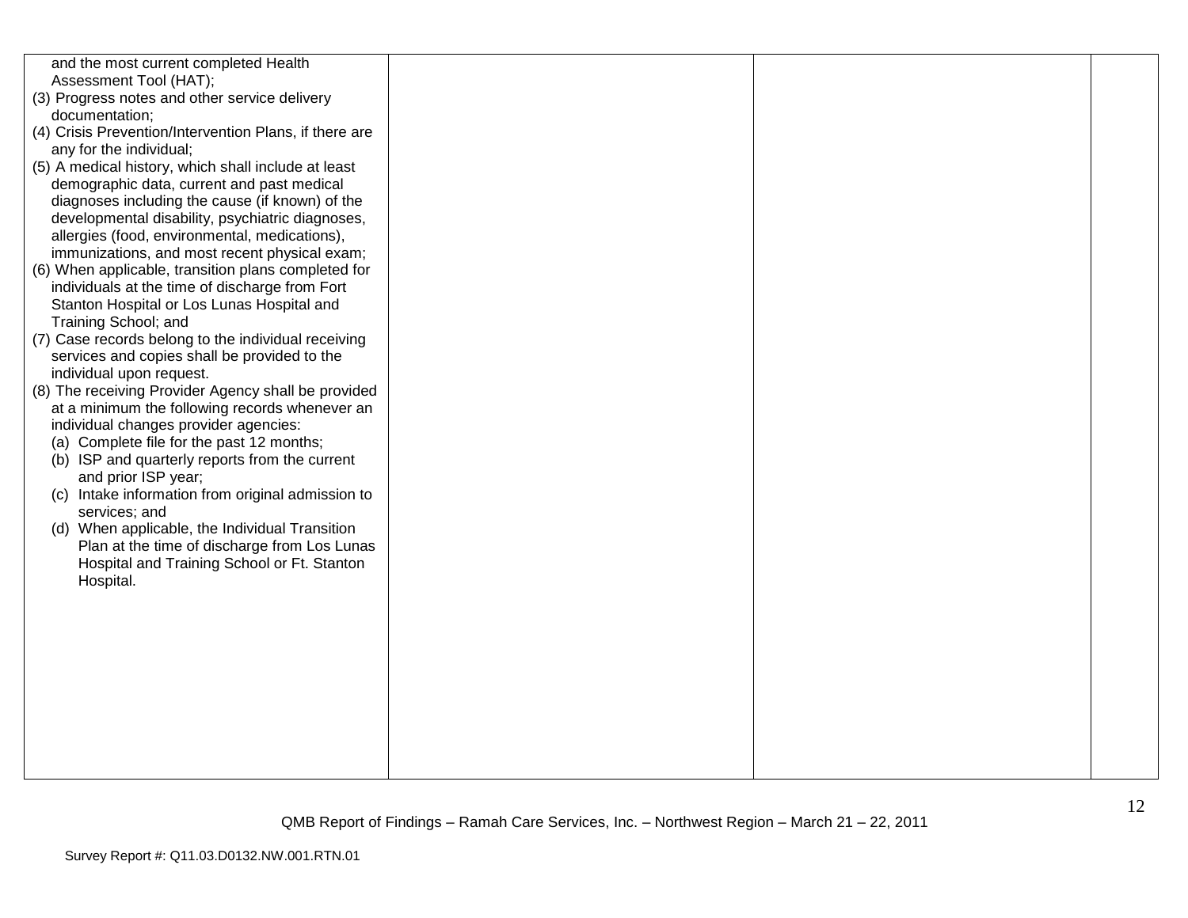| | | | |
|---|---|---|---|
| and the most current completed Health Assessment Tool (HAT);<br>(3) Progress notes and other service delivery documentation;<br>(4) Crisis Prevention/Intervention Plans, if there are any for the individual;<br>(5) A medical history, which shall include at least demographic data, current and past medical diagnoses including the cause (if known) of the developmental disability, psychiatric diagnoses, allergies (food, environmental, medications), immunizations, and most recent physical exam;<br>(6) When applicable, transition plans completed for individuals at the time of discharge from Fort Stanton Hospital or Los Lunas Hospital and Training School; and<br>(7) Case records belong to the individual receiving services and copies shall be provided to the individual upon request.<br>(8) The receiving Provider Agency shall be provided at a minimum the following records whenever an individual changes provider agencies:<br>(a) Complete file for the past 12 months;<br>(b) ISP and quarterly reports from the current and prior ISP year;<br>(c) Intake information from original admission to services; and<br>(d) When applicable, the Individual Transition Plan at the time of discharge from Los Lunas Hospital and Training School or Ft. Stanton Hospital. | | | |

QMB Report of Findings – Ramah Care Services, Inc. – Northwest Region – March 21 – 22, 2011

Survey Report #: Q11.03.D0132.NW.001.RTN.01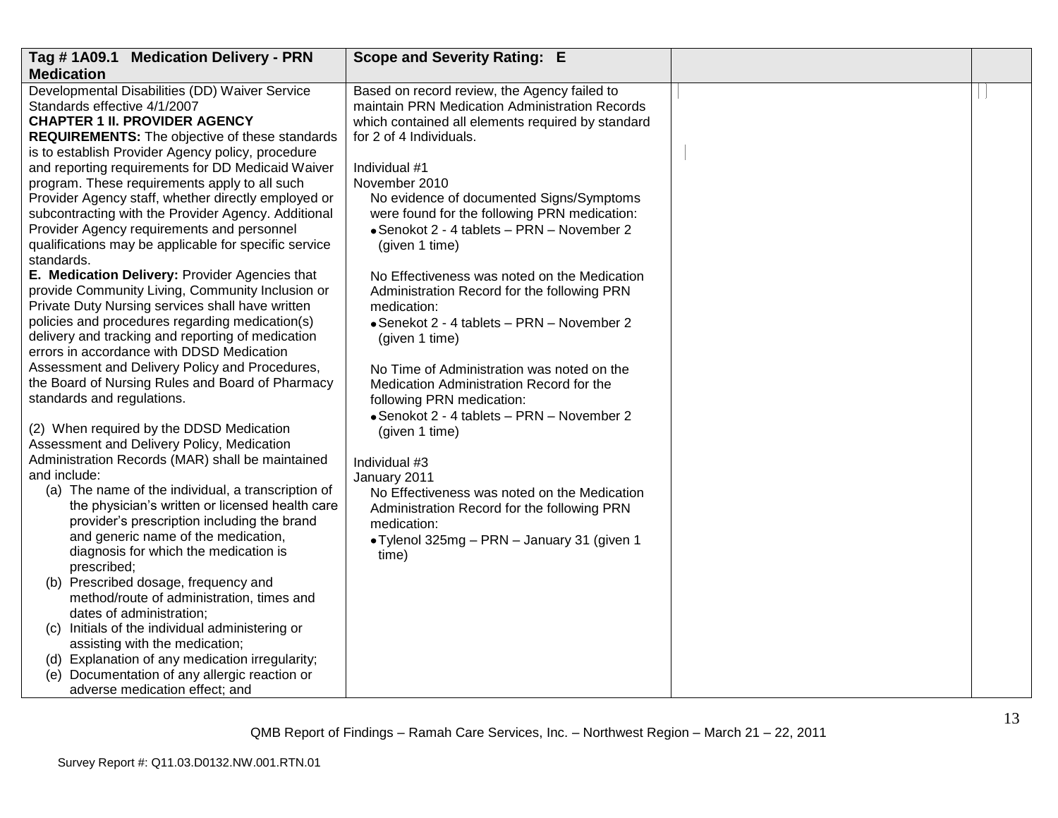| Tag # 1A09.1 Medication Delivery - PRN Medication | Scope and Severity Rating: E | | |
|---|---|---|---|
| Developmental Disabilities (DD) Waiver Service Standards effective 4/1/2007<br>**CHAPTER 1 II. PROVIDER AGENCY REQUIREMENTS:** The objective of these standards is to establish Provider Agency policy, procedure and reporting requirements for DD Medicaid Waiver program. These requirements apply to all such Provider Agency staff, whether directly employed or subcontracting with the Provider Agency. Additional Provider Agency requirements and personnel qualifications may be applicable for specific service standards.<br>**E. Medication Delivery:** Provider Agencies that provide Community Living, Community Inclusion or Private Duty Nursing services shall have written policies and procedures regarding medication(s) delivery and tracking and reporting of medication errors in accordance with DDSD Medication Assessment and Delivery Policy and Procedures, the Board of Nursing Rules and Board of Pharmacy standards and regulations.<br><br>(2) When required by the DDSD Medication Assessment and Delivery Policy, Medication Administration Records (MAR) shall be maintained and include:<br>(a) The name of the individual, a transcription of the physician's written or licensed health care provider's prescription including the brand and generic name of the medication, diagnosis for which the medication is prescribed;<br>(b) Prescribed dosage, frequency and method/route of administration, times and dates of administration;<br>(c) Initials of the individual administering or assisting with the medication;<br>(d) Explanation of any medication irregularity;<br>(e) Documentation of any allergic reaction or adverse medication effect; and | Based on record review, the Agency failed to maintain PRN Medication Administration Records which contained all elements required by standard for 2 of 4 Individuals.<br><br>Individual #1<br>November 2010<br>No evidence of documented Signs/Symptoms were found for the following PRN medication:<br>• Senokot 2 - 4 tablets – PRN – November 2 (given 1 time)<br><br>No Effectiveness was noted on the Medication Administration Record for the following PRN medication:<br>• Senokot 2 - 4 tablets – PRN – November 2 (given 1 time)<br><br>No Time of Administration was noted on the Medication Administration Record for the following PRN medication:<br>• Senokot 2 - 4 tablets – PRN – November 2 (given 1 time)<br><br>Individual #3<br>January 2011<br>No Effectiveness was noted on the Medication Administration Record for the following PRN medication:<br>• Tylenol 325mg – PRN – January 31 (given 1 time) | | |

QMB Report of Findings – Ramah Care Services, Inc. – Northwest Region – March 21 – 22, 2011

Survey Report #: Q11.03.D0132.NW.001.RTN.01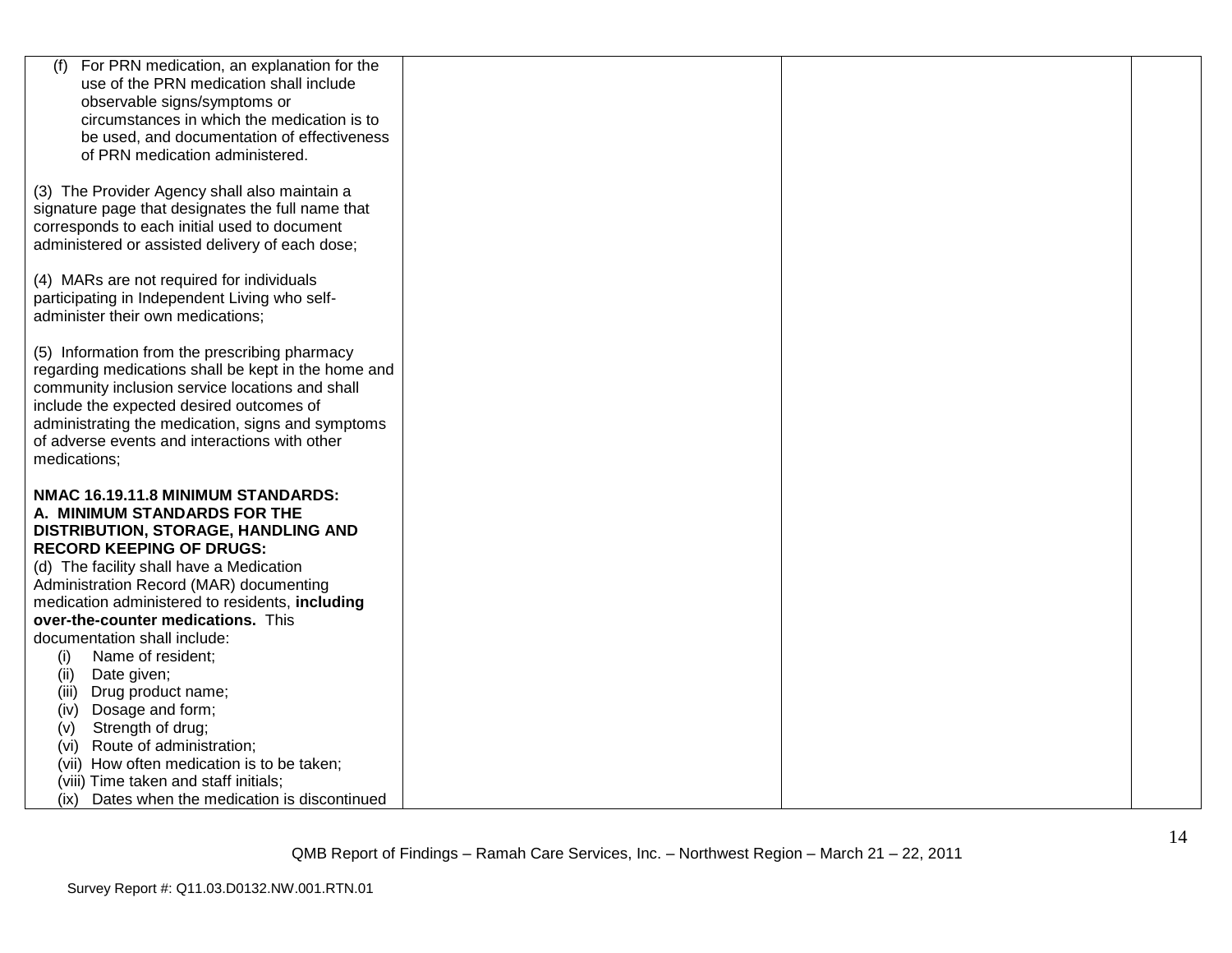| | | | |
|---|---|---|---|
| (f) For PRN medication, an explanation for the use of the PRN medication shall include observable signs/symptoms or circumstances in which the medication is to be used, and documentation of effectiveness of PRN medication administered.<br><br>(3) The Provider Agency shall also maintain a signature page that designates the full name that corresponds to each initial used to document administered or assisted delivery of each dose;<br><br>(4) MARs are not required for individuals participating in Independent Living who self-administer their own medications;<br><br>(5) Information from the prescribing pharmacy regarding medications shall be kept in the home and community inclusion service locations and shall include the expected desired outcomes of administrating the medication, signs and symptoms of adverse events and interactions with other medications;<br><br>**NMAC 16.19.11.8 MINIMUM STANDARDS: A. MINIMUM STANDARDS FOR THE DISTRIBUTION, STORAGE, HANDLING AND RECORD KEEPING OF DRUGS:**<br>(d) The facility shall have a Medication Administration Record (MAR) documenting medication administered to residents, **including over-the-counter medications.** This documentation shall include:<br>(i) Name of resident;<br>(ii) Date given;<br>(iii) Drug product name;<br>(iv) Dosage and form;<br>(v) Strength of drug;<br>(vi) Route of administration;<br>(vii) How often medication is to be taken;<br>(viii) Time taken and staff initials;<br>(ix) Dates when the medication is discontinued | | | |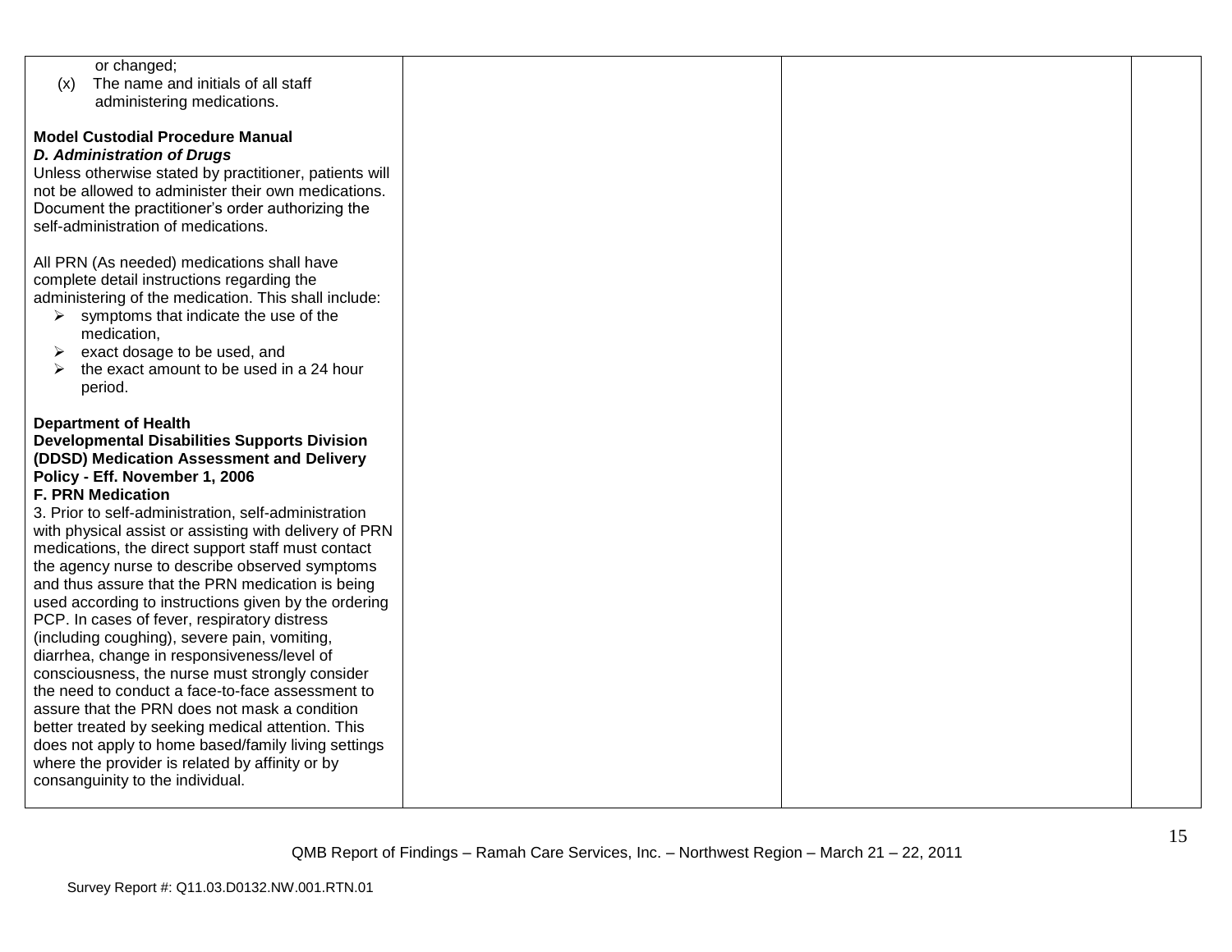| | | | |
|---|---|---|---|
| or changed;<br>(x) The name and initials of all staff administering medications.<br><br>**Model Custodial Procedure Manual**<br>***D. Administration of Drugs***<br>Unless otherwise stated by practitioner, patients will not be allowed to administer their own medications. Document the practitioner's order authorizing the self-administration of medications.<br><br>All PRN (As needed) medications shall have complete detail instructions regarding the administering of the medication. This shall include:<br>➢ symptoms that indicate the use of the medication,<br>➢ exact dosage to be used, and<br>➢ the exact amount to be used in a 24 hour period.<br><br>**Department of Health**<br>**Developmental Disabilities Supports Division (DDSD) Medication Assessment and Delivery Policy - Eff. November 1, 2006**<br>**F. PRN Medication**<br>3. Prior to self-administration, self-administration with physical assist or assisting with delivery of PRN medications, the direct support staff must contact the agency nurse to describe observed symptoms and thus assure that the PRN medication is being used according to instructions given by the ordering PCP. In cases of fever, respiratory distress (including coughing), severe pain, vomiting, diarrhea, change in responsiveness/level of consciousness, the nurse must strongly consider the need to conduct a face-to-face assessment to assure that the PRN does not mask a condition better treated by seeking medical attention. This does not apply to home based/family living settings where the provider is related by affinity or by consanguinity to the individual. | | | |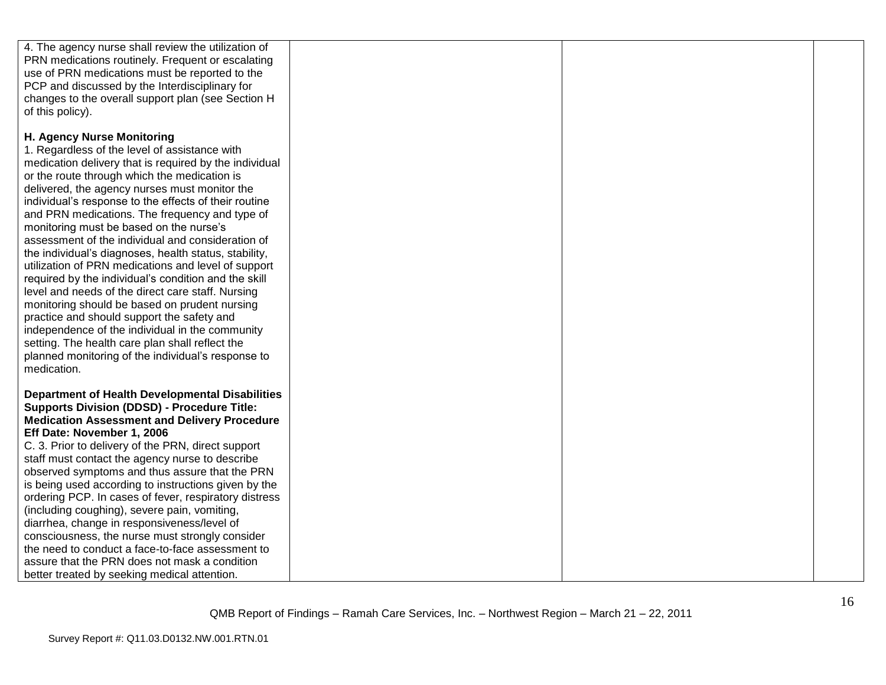| | | | |
|---|---|---|---|
| 4. The agency nurse shall review the utilization of PRN medications routinely. Frequent or escalating use of PRN medications must be reported to the PCP and discussed by the Interdisciplinary for changes to the overall support plan (see Section H of this policy).<br><br>**H. Agency Nurse Monitoring**<br>1. Regardless of the level of assistance with medication delivery that is required by the individual or the route through which the medication is delivered, the agency nurses must monitor the individual's response to the effects of their routine and PRN medications. The frequency and type of monitoring must be based on the nurse's assessment of the individual and consideration of the individual's diagnoses, health status, stability, utilization of PRN medications and level of support required by the individual's condition and the skill level and needs of the direct care staff. Nursing monitoring should be based on prudent nursing practice and should support the safety and independence of the individual in the community setting. The health care plan shall reflect the planned monitoring of the individual's response to medication.<br><br>**Department of Health Developmental Disabilities Supports Division (DDSD) - Procedure Title: Medication Assessment and Delivery Procedure Eff Date: November 1, 2006**<br>C. 3. Prior to delivery of the PRN, direct support staff must contact the agency nurse to describe observed symptoms and thus assure that the PRN is being used according to instructions given by the ordering PCP. In cases of fever, respiratory distress (including coughing), severe pain, vomiting, diarrhea, change in responsiveness/level of consciousness, the nurse must strongly consider the need to conduct a face-to-face assessment to assure that the PRN does not mask a condition better treated by seeking medical attention. | | | |

QMB Report of Findings – Ramah Care Services, Inc. – Northwest Region – March 21 – 22, 2011

Survey Report #: Q11.03.D0132.NW.001.RTN.01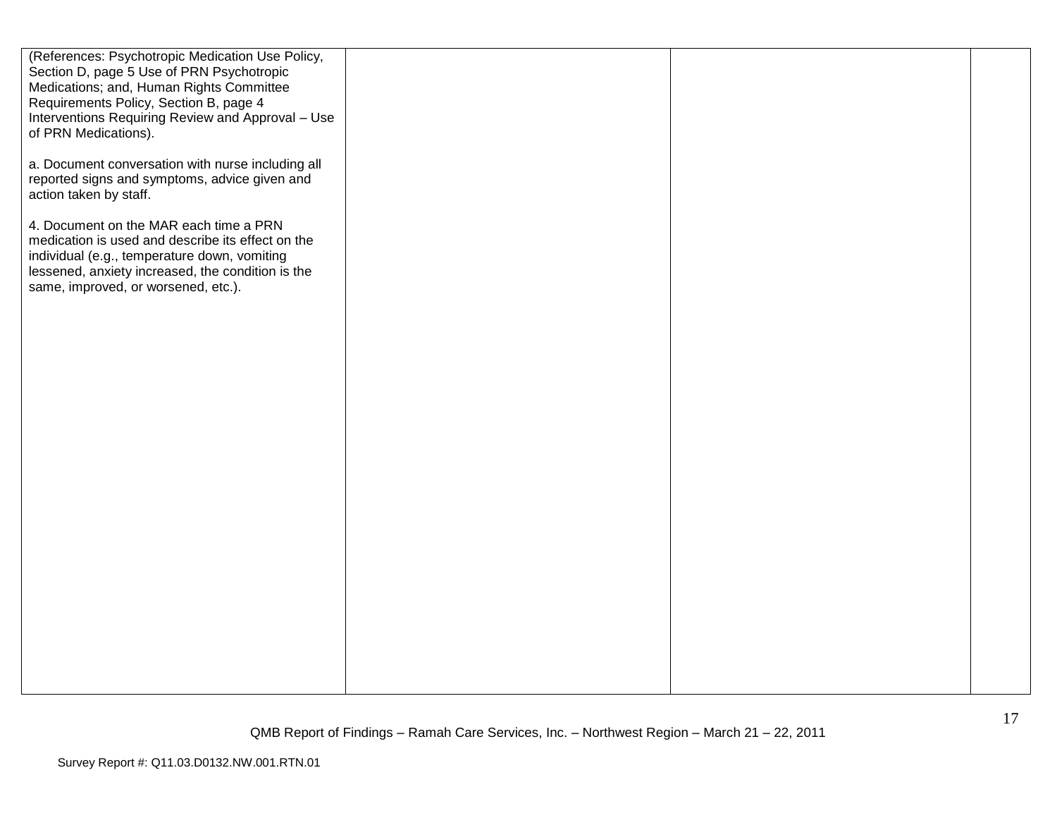| | | | |
|---|---|---|---|
| (References: Psychotropic Medication Use Policy, Section D, page 5 Use of PRN Psychotropic Medications; and, Human Rights Committee Requirements Policy, Section B, page 4 Interventions Requiring Review and Approval – Use of PRN Medications).<br><br>a. Document conversation with nurse including all reported signs and symptoms, advice given and action taken by staff.<br><br>4. Document on the MAR each time a PRN medication is used and describe its effect on the individual (e.g., temperature down, vomiting lessened, anxiety increased, the condition is the same, improved, or worsened, etc.). | | | |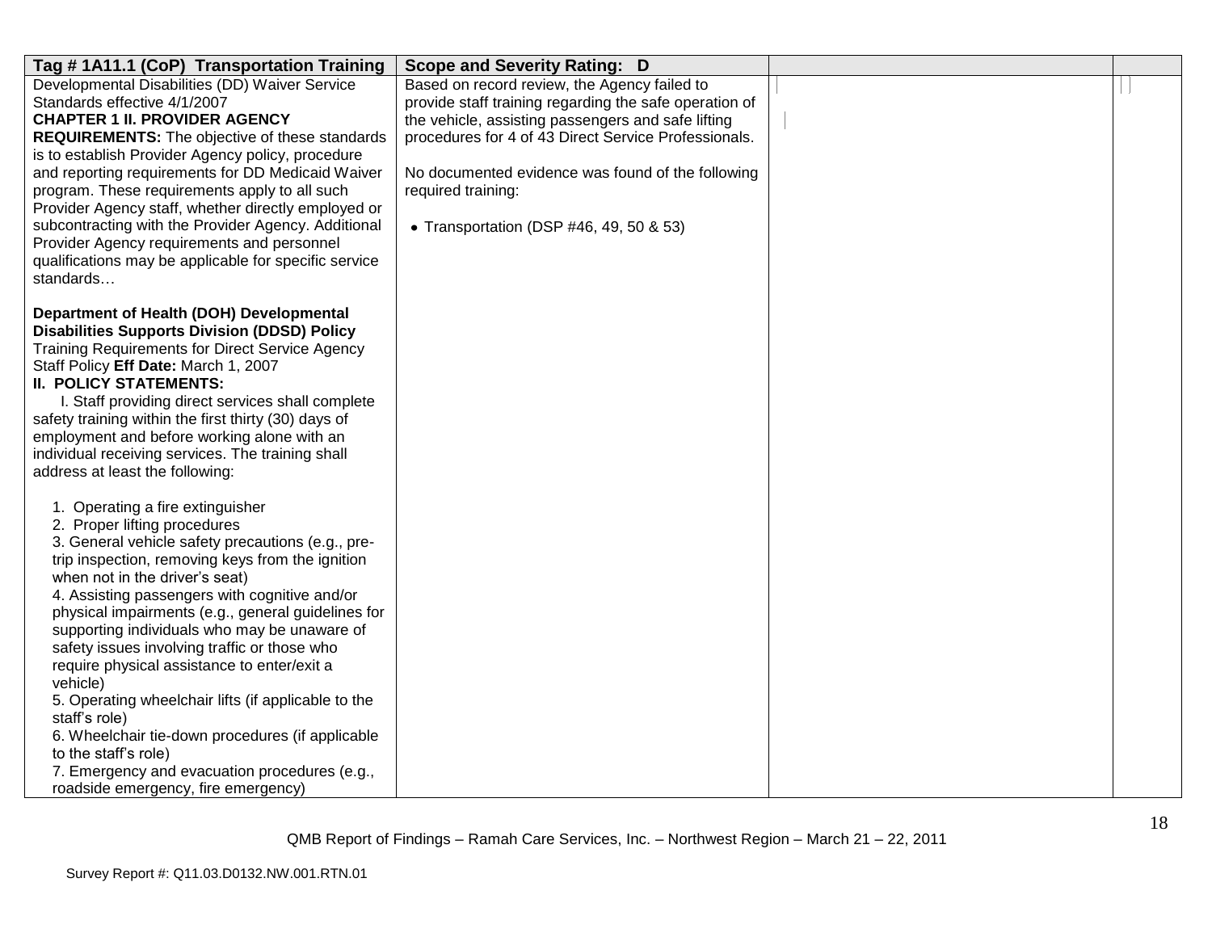| Tag # 1A11.1 (CoP) Transportation Training | Scope and Severity Rating: D | | |
|---|---|---|---|
| Developmental Disabilities (DD) Waiver Service Standards effective 4/1/2007<br>**CHAPTER 1 II. PROVIDER AGENCY REQUIREMENTS:** The objective of these standards is to establish Provider Agency policy, procedure and reporting requirements for DD Medicaid Waiver program. These requirements apply to all such Provider Agency staff, whether directly employed or subcontracting with the Provider Agency. Additional Provider Agency requirements and personnel qualifications may be applicable for specific service standards…<br><br>**Department of Health (DOH) Developmental Disabilities Supports Division (DDSD) Policy** Training Requirements for Direct Service Agency Staff Policy **Eff Date:** March 1, 2007<br>**II. POLICY STATEMENTS:**<br>I. Staff providing direct services shall complete safety training within the first thirty (30) days of employment and before working alone with an individual receiving services. The training shall address at least the following:<br><br>1. Operating a fire extinguisher<br>2. Proper lifting procedures<br>3. General vehicle safety precautions (e.g., pre-trip inspection, removing keys from the ignition when not in the driver's seat)<br>4. Assisting passengers with cognitive and/or physical impairments (e.g., general guidelines for supporting individuals who may be unaware of safety issues involving traffic or those who require physical assistance to enter/exit a vehicle)<br>5. Operating wheelchair lifts (if applicable to the staff's role)<br>6. Wheelchair tie-down procedures (if applicable to the staff's role)<br>7. Emergency and evacuation procedures (e.g., roadside emergency, fire emergency) | Based on record review, the Agency failed to provide staff training regarding the safe operation of the vehicle, assisting passengers and safe lifting procedures for 4 of 43 Direct Service Professionals.<br><br>No documented evidence was found of the following required training:<br><br>• Transportation (DSP #46, 49, 50 & 53) | | |

QMB Report of Findings – Ramah Care Services, Inc. – Northwest Region – March 21 – 22, 2011

Survey Report #: Q11.03.D0132.NW.001.RTN.01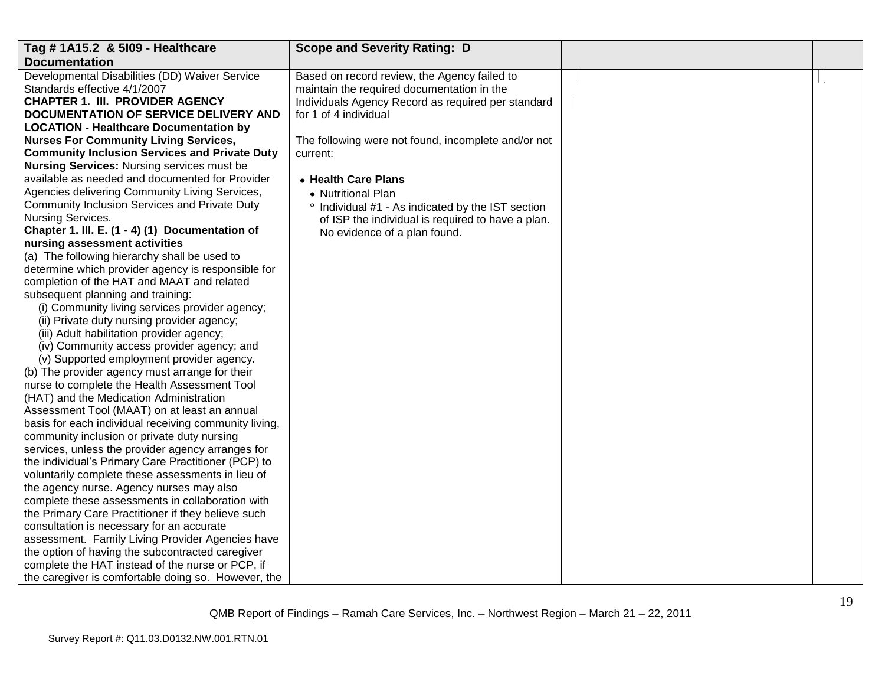| Tag # 1A15.2 & 5I09 - Healthcare Documentation | Scope and Severity Rating: D | | |
|---|---|---|---|
| Developmental Disabilities (DD) Waiver Service Standards effective 4/1/2007<br>**CHAPTER 1. III. PROVIDER AGENCY DOCUMENTATION OF SERVICE DELIVERY AND LOCATION - Healthcare Documentation by Nurses For Community Living Services, Community Inclusion Services and Private Duty Nursing Services:** Nursing services must be available as needed and documented for Provider Agencies delivering Community Living Services, Community Inclusion Services and Private Duty Nursing Services.<br>**Chapter 1. III. E. (1 - 4) (1) Documentation of nursing assessment activities**<br>(a) The following hierarchy shall be used to determine which provider agency is responsible for completion of the HAT and MAAT and related subsequent planning and training:<br>(i) Community living services provider agency;<br>(ii) Private duty nursing provider agency;<br>(iii) Adult habilitation provider agency;<br>(iv) Community access provider agency; and<br>(v) Supported employment provider agency.<br>(b) The provider agency must arrange for their nurse to complete the Health Assessment Tool (HAT) and the Medication Administration Assessment Tool (MAAT) on at least an annual basis for each individual receiving community living, community inclusion or private duty nursing services, unless the provider agency arranges for the individual's Primary Care Practitioner (PCP) to voluntarily complete these assessments in lieu of the agency nurse. Agency nurses may also complete these assessments in collaboration with the Primary Care Practitioner if they believe such consultation is necessary for an accurate assessment. Family Living Provider Agencies have the option of having the subcontracted caregiver complete the HAT instead of the nurse or PCP, if the caregiver is comfortable doing so. However, the | Based on record review, the Agency failed to maintain the required documentation in the Individuals Agency Record as required per standard for 1 of 4 individual<br><br>The following were not found, incomplete and/or not current:<br><br>• **Health Care Plans**<br>• Nutritional Plan<br>° Individual #1 - As indicated by the IST section of ISP the individual is required to have a plan. No evidence of a plan found. | | |

QMB Report of Findings – Ramah Care Services, Inc. – Northwest Region – March 21 – 22, 2011

Survey Report #: Q11.03.D0132.NW.001.RTN.01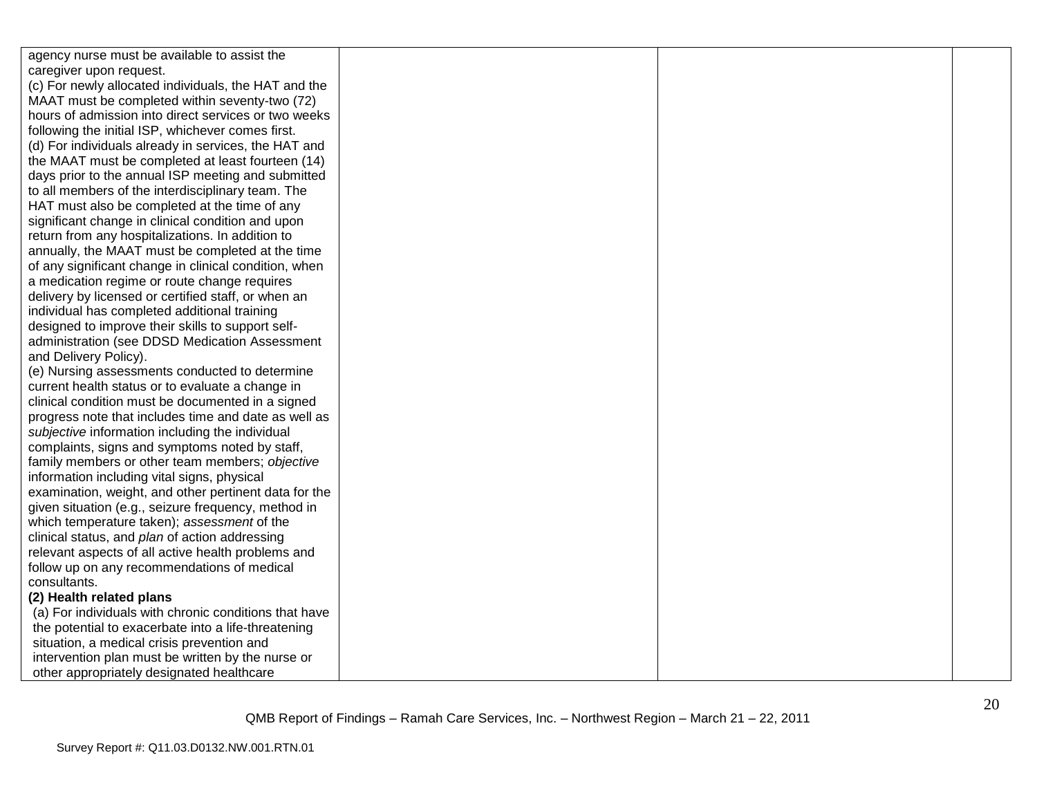| | | | |
|---|---|---|---|
| agency nurse must be available to assist the caregiver upon request.<br>(c) For newly allocated individuals, the HAT and the MAAT must be completed within seventy-two (72) hours of admission into direct services or two weeks following the initial ISP, whichever comes first.<br>(d) For individuals already in services, the HAT and the MAAT must be completed at least fourteen (14) days prior to the annual ISP meeting and submitted to all members of the interdisciplinary team. The HAT must also be completed at the time of any significant change in clinical condition and upon return from any hospitalizations. In addition to annually, the MAAT must be completed at the time of any significant change in clinical condition, when a medication regime or route change requires delivery by licensed or certified staff, or when an individual has completed additional training designed to improve their skills to support self-administration (see DDSD Medication Assessment and Delivery Policy).<br>(e) Nursing assessments conducted to determine current health status or to evaluate a change in clinical condition must be documented in a signed progress note that includes time and date as well as *subjective* information including the individual complaints, signs and symptoms noted by staff, family members or other team members; *objective* information including vital signs, physical examination, weight, and other pertinent data for the given situation (e.g., seizure frequency, method in which temperature taken); *assessment* of the clinical status, and *plan* of action addressing relevant aspects of all active health problems and follow up on any recommendations of medical consultants.<br>**(2) Health related plans**<br>(a) For individuals with chronic conditions that have the potential to exacerbate into a life-threatening situation, a medical crisis prevention and intervention plan must be written by the nurse or other appropriately designated healthcare | | | |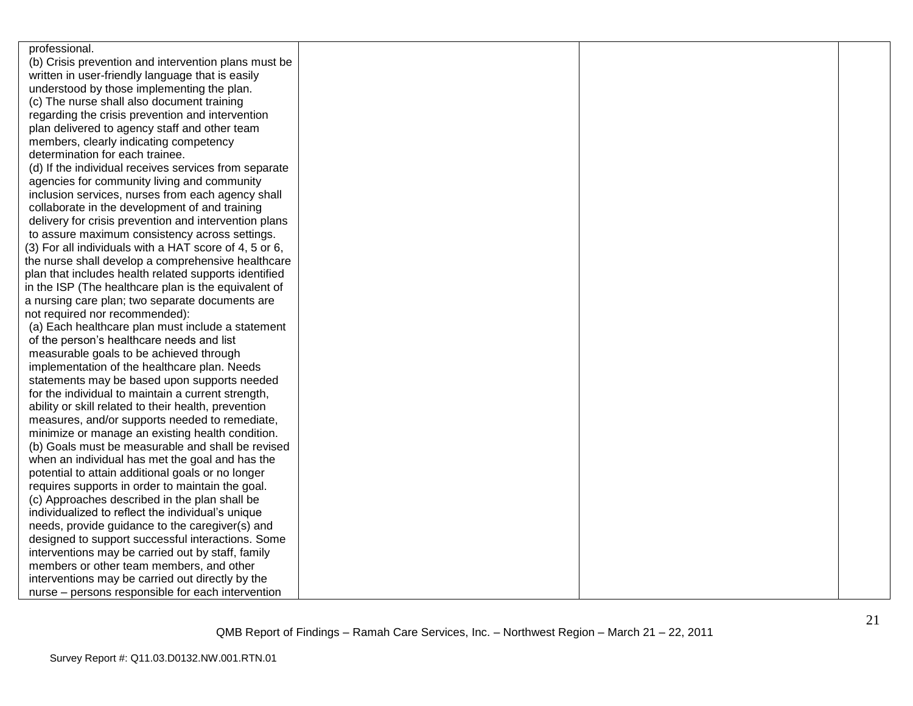| | | | |
|---|---|---|---|
| professional.<br>(b) Crisis prevention and intervention plans must be written in user-friendly language that is easily understood by those implementing the plan.<br>(c) The nurse shall also document training regarding the crisis prevention and intervention plan delivered to agency staff and other team members, clearly indicating competency determination for each trainee.<br>(d) If the individual receives services from separate agencies for community living and community inclusion services, nurses from each agency shall collaborate in the development of and training delivery for crisis prevention and intervention plans to assure maximum consistency across settings.<br>(3) For all individuals with a HAT score of 4, 5 or 6, the nurse shall develop a comprehensive healthcare plan that includes health related supports identified in the ISP (The healthcare plan is the equivalent of a nursing care plan; two separate documents are not required nor recommended):<br>(a) Each healthcare plan must include a statement of the person's healthcare needs and list measurable goals to be achieved through implementation of the healthcare plan. Needs statements may be based upon supports needed for the individual to maintain a current strength, ability or skill related to their health, prevention measures, and/or supports needed to remediate, minimize or manage an existing health condition.<br>(b) Goals must be measurable and shall be revised when an individual has met the goal and has the potential to attain additional goals or no longer requires supports in order to maintain the goal.<br>(c) Approaches described in the plan shall be individualized to reflect the individual's unique needs, provide guidance to the caregiver(s) and designed to support successful interactions. Some interventions may be carried out by staff, family members or other team members, and other interventions may be carried out directly by the nurse – persons responsible for each intervention | | | |

QMB Report of Findings – Ramah Care Services, Inc. – Northwest Region – March 21 – 22, 2011

Survey Report #: Q11.03.D0132.NW.001.RTN.01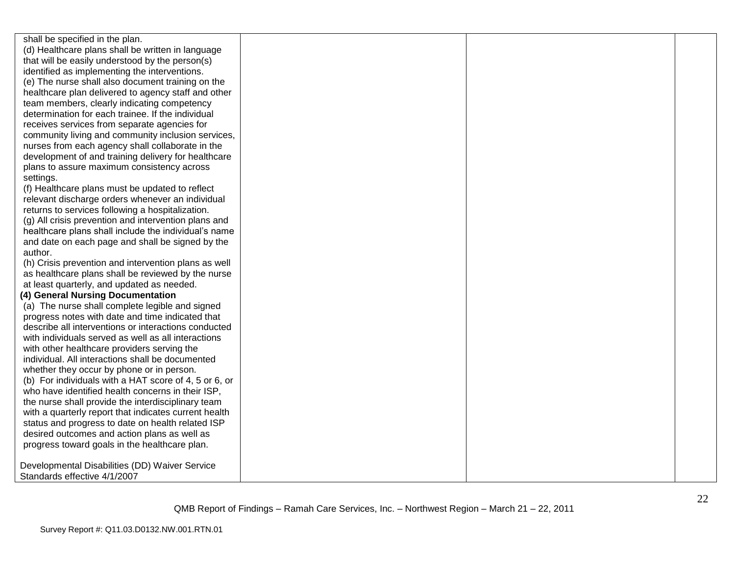| | | | |
|---|---|---|---|
| shall be specified in the plan.<br>(d) Healthcare plans shall be written in language that will be easily understood by the person(s) identified as implementing the interventions.<br>(e) The nurse shall also document training on the healthcare plan delivered to agency staff and other team members, clearly indicating competency determination for each trainee. If the individual receives services from separate agencies for community living and community inclusion services, nurses from each agency shall collaborate in the development of and training delivery for healthcare plans to assure maximum consistency across settings.<br>(f) Healthcare plans must be updated to reflect relevant discharge orders whenever an individual returns to services following a hospitalization.<br>(g) All crisis prevention and intervention plans and healthcare plans shall include the individual's name and date on each page and shall be signed by the author.<br>(h) Crisis prevention and intervention plans as well as healthcare plans shall be reviewed by the nurse at least quarterly, and updated as needed.<br>**(4) General Nursing Documentation**<br>(a) The nurse shall complete legible and signed progress notes with date and time indicated that describe all interventions or interactions conducted with individuals served as well as all interactions with other healthcare providers serving the individual. All interactions shall be documented whether they occur by phone or in person.<br>(b) For individuals with a HAT score of 4, 5 or 6, or who have identified health concerns in their ISP, the nurse shall provide the interdisciplinary team with a quarterly report that indicates current health status and progress to date on health related ISP desired outcomes and action plans as well as progress toward goals in the healthcare plan.<br><br>Developmental Disabilities (DD) Waiver Service Standards effective 4/1/2007 | | | |

QMB Report of Findings – Ramah Care Services, Inc. – Northwest Region – March 21 – 22, 2011

Survey Report #: Q11.03.D0132.NW.001.RTN.01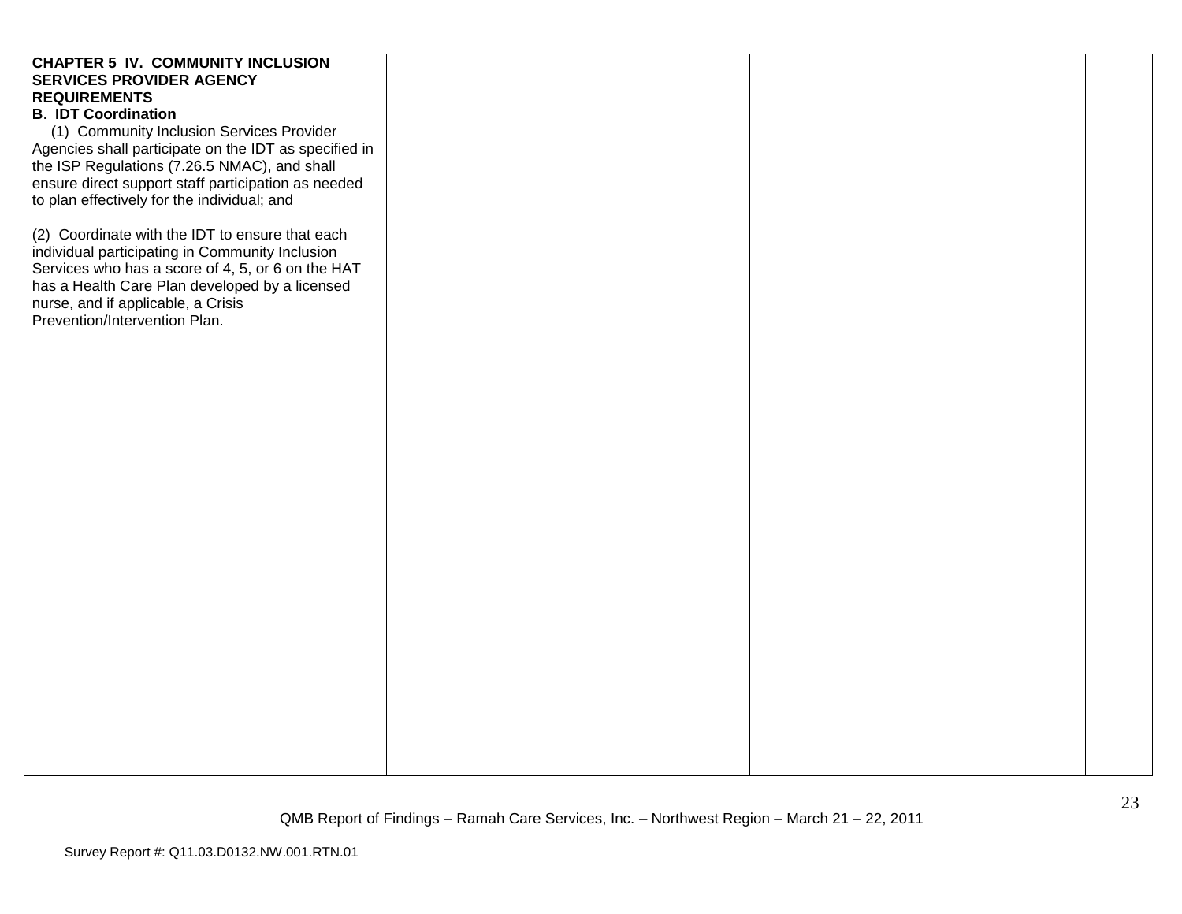| | | | |
|---|---|---|---|
| **CHAPTER 5 IV. COMMUNITY INCLUSION SERVICES PROVIDER AGENCY REQUIREMENTS**<br>**B. IDT Coordination**<br>(1) Community Inclusion Services Provider Agencies shall participate on the IDT as specified in the ISP Regulations (7.26.5 NMAC), and shall ensure direct support staff participation as needed to plan effectively for the individual; and<br><br>(2) Coordinate with the IDT to ensure that each individual participating in Community Inclusion Services who has a score of 4, 5, or 6 on the HAT has a Health Care Plan developed by a licensed nurse, and if applicable, a Crisis Prevention/Intervention Plan. | | | |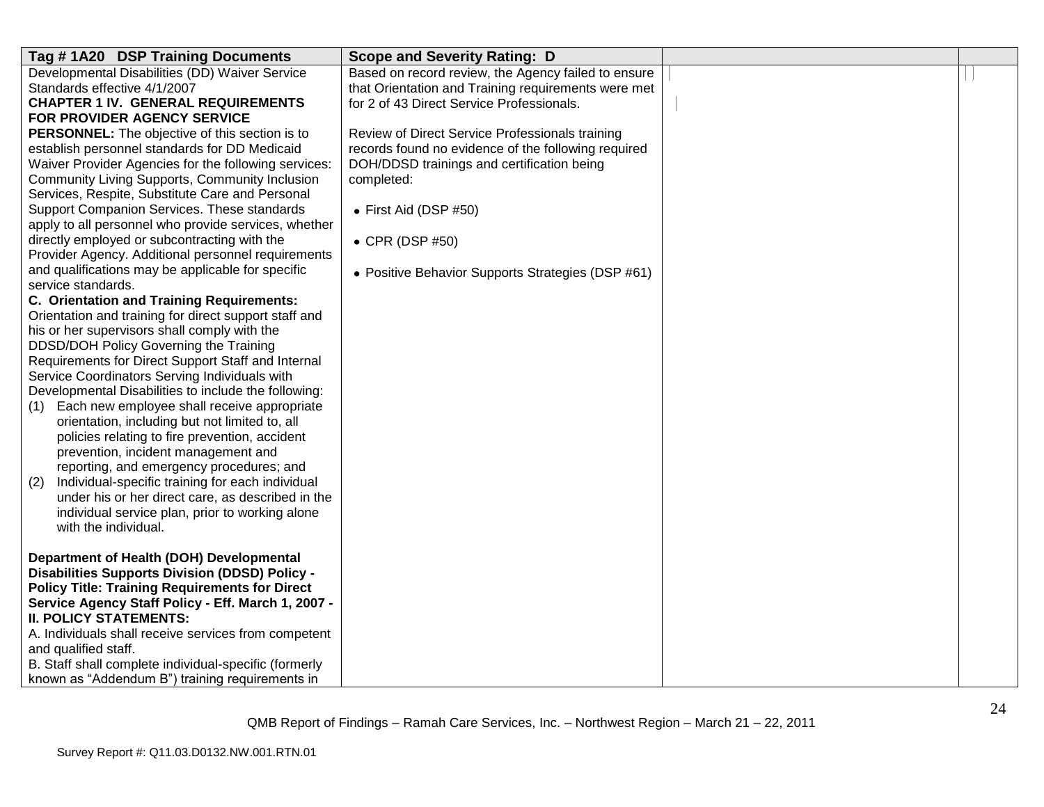| Tag # 1A20 DSP Training Documents | Scope and Severity Rating: D | | |
|---|---|---|---|
| Developmental Disabilities (DD) Waiver Service Standards effective 4/1/2007<br>**CHAPTER 1 IV. GENERAL REQUIREMENTS FOR PROVIDER AGENCY SERVICE PERSONNEL:** The objective of this section is to establish personnel standards for DD Medicaid Waiver Provider Agencies for the following services: Community Living Supports, Community Inclusion Services, Respite, Substitute Care and Personal Support Companion Services. These standards apply to all personnel who provide services, whether directly employed or subcontracting with the Provider Agency. Additional personnel requirements and qualifications may be applicable for specific service standards.<br>**C. Orientation and Training Requirements:** Orientation and training for direct support staff and his or her supervisors shall comply with the DDSD/DOH Policy Governing the Training Requirements for Direct Support Staff and Internal Service Coordinators Serving Individuals with Developmental Disabilities to include the following:<br>(1) Each new employee shall receive appropriate orientation, including but not limited to, all policies relating to fire prevention, accident prevention, incident management and reporting, and emergency procedures; and<br>(2) Individual-specific training for each individual under his or her direct care, as described in the individual service plan, prior to working alone with the individual.<br><br>**Department of Health (DOH) Developmental Disabilities Supports Division (DDSD) Policy - Policy Title: Training Requirements for Direct Service Agency Staff Policy - Eff. March 1, 2007 - II. POLICY STATEMENTS:**<br>A. Individuals shall receive services from competent and qualified staff.<br>B. Staff shall complete individual-specific (formerly known as "Addendum B") training requirements in | Based on record review, the Agency failed to ensure that Orientation and Training requirements were met for 2 of 43 Direct Service Professionals.<br><br>Review of Direct Service Professionals training records found no evidence of the following required DOH/DDSD trainings and certification being completed:<br><br>• First Aid (DSP #50)<br><br>• CPR (DSP #50)<br><br>• Positive Behavior Supports Strategies (DSP #61) | | |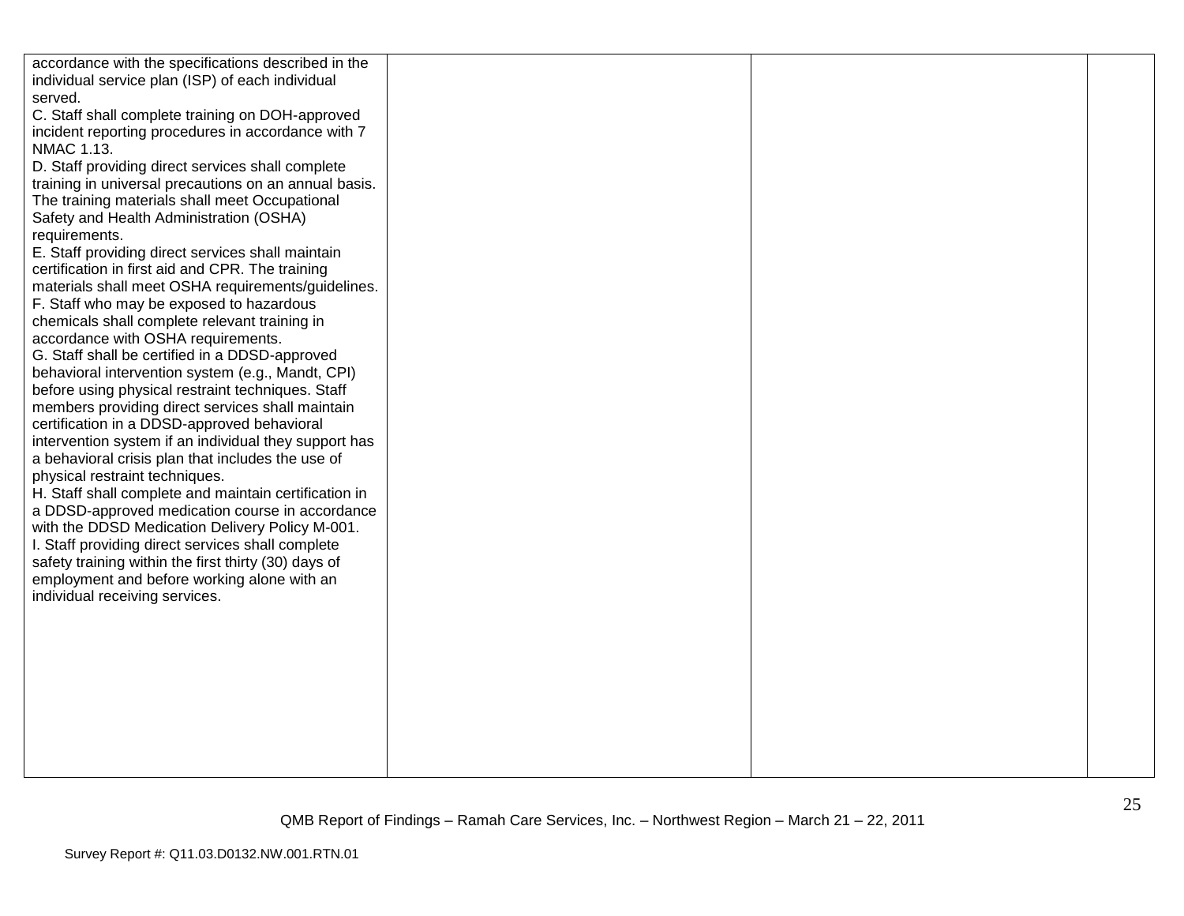| | | | |
|---|---|---|---|
| accordance with the specifications described in the individual service plan (ISP) of each individual served.<br>C. Staff shall complete training on DOH-approved incident reporting procedures in accordance with 7 NMAC 1.13.<br>D. Staff providing direct services shall complete training in universal precautions on an annual basis. The training materials shall meet Occupational Safety and Health Administration (OSHA) requirements.<br>E. Staff providing direct services shall maintain certification in first aid and CPR. The training materials shall meet OSHA requirements/guidelines.<br>F. Staff who may be exposed to hazardous chemicals shall complete relevant training in accordance with OSHA requirements.<br>G. Staff shall be certified in a DDSD-approved behavioral intervention system (e.g., Mandt, CPI) before using physical restraint techniques. Staff members providing direct services shall maintain certification in a DDSD-approved behavioral intervention system if an individual they support has a behavioral crisis plan that includes the use of physical restraint techniques.<br>H. Staff shall complete and maintain certification in a DDSD-approved medication course in accordance with the DDSD Medication Delivery Policy M-001.<br>I. Staff providing direct services shall complete safety training within the first thirty (30) days of employment and before working alone with an individual receiving services. | | | |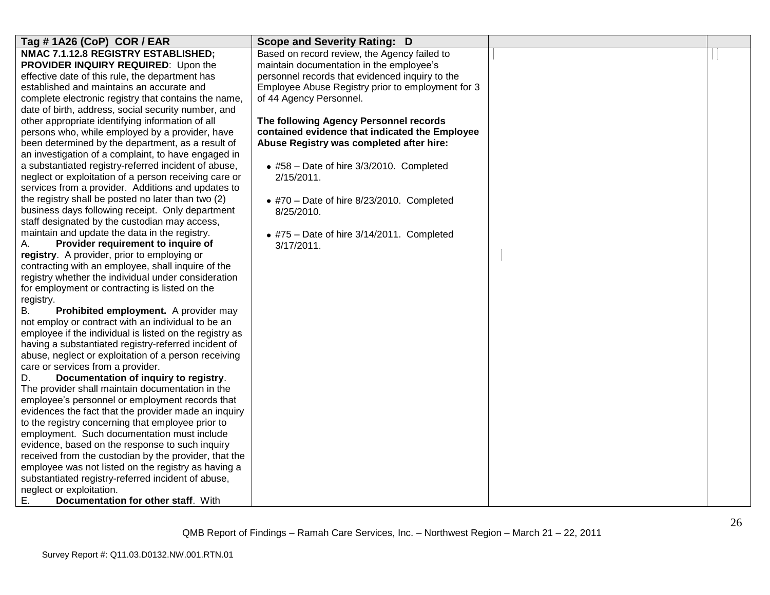| Tag # 1A26 (CoP) COR / EAR | Scope and Severity Rating: D | | |
|---|---|---|---|
| **NMAC 7.1.12.8 REGISTRY ESTABLISHED; PROVIDER INQUIRY REQUIRED**: Upon the effective date of this rule, the department has established and maintains an accurate and complete electronic registry that contains the name, date of birth, address, social security number, and other appropriate identifying information of all persons who, while employed by a provider, have been determined by the department, as a result of an investigation of a complaint, to have engaged in a substantiated registry-referred incident of abuse, neglect or exploitation of a person receiving care or services from a provider. Additions and updates to the registry shall be posted no later than two (2) business days following receipt. Only department staff designated by the custodian may access, maintain and update the data in the registry.<br>A. **Provider requirement to inquire of registry**. A provider, prior to employing or contracting with an employee, shall inquire of the registry whether the individual under consideration for employment or contracting is listed on the registry.<br>B. **Prohibited employment.** A provider may not employ or contract with an individual to be an employee if the individual is listed on the registry as having a substantiated registry-referred incident of abuse, neglect or exploitation of a person receiving care or services from a provider.<br>D. **Documentation of inquiry to registry**. The provider shall maintain documentation in the employee's personnel or employment records that evidences the fact that the provider made an inquiry to the registry concerning that employee prior to employment. Such documentation must include evidence, based on the response to such inquiry received from the custodian by the provider, that the employee was not listed on the registry as having a substantiated registry-referred incident of abuse, neglect or exploitation.<br>E. **Documentation for other staff**. With | Based on record review, the Agency failed to maintain documentation in the employee's personnel records that evidenced inquiry to the Employee Abuse Registry prior to employment for 3 of 44 Agency Personnel.<br><br>**The following Agency Personnel records contained evidence that indicated the Employee Abuse Registry was completed after hire:**<br><br>• #58 – Date of hire 3/3/2010. Completed 2/15/2011.<br><br>• #70 – Date of hire 8/23/2010. Completed 8/25/2010.<br><br>• #75 – Date of hire 3/14/2011. Completed 3/17/2011. | | |

QMB Report of Findings – Ramah Care Services, Inc. – Northwest Region – March 21 – 22, 2011

Survey Report #: Q11.03.D0132.NW.001.RTN.01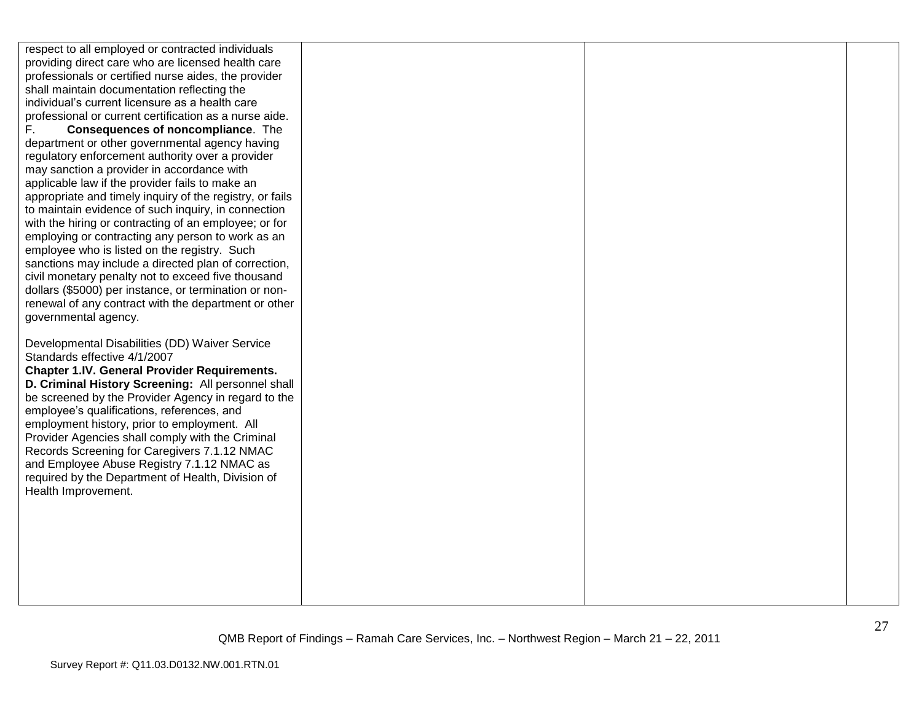| | | | |
|---|---|---|---|
| respect to all employed or contracted individuals providing direct care who are licensed health care professionals or certified nurse aides, the provider shall maintain documentation reflecting the individual's current licensure as a health care professional or current certification as a nurse aide.<br>F. **Consequences of noncompliance**. The department or other governmental agency having regulatory enforcement authority over a provider may sanction a provider in accordance with applicable law if the provider fails to make an appropriate and timely inquiry of the registry, or fails to maintain evidence of such inquiry, in connection with the hiring or contracting of an employee; or for employing or contracting any person to work as an employee who is listed on the registry. Such sanctions may include a directed plan of correction, civil monetary penalty not to exceed five thousand dollars ($5000) per instance, or termination or non-renewal of any contract with the department or other governmental agency.<br><br>Developmental Disabilities (DD) Waiver Service Standards effective 4/1/2007<br>**Chapter 1.IV. General Provider Requirements.**<br>**D. Criminal History Screening:** All personnel shall be screened by the Provider Agency in regard to the employee's qualifications, references, and employment history, prior to employment. All Provider Agencies shall comply with the Criminal Records Screening for Caregivers 7.1.12 NMAC and Employee Abuse Registry 7.1.12 NMAC as required by the Department of Health, Division of Health Improvement. | | | |

QMB Report of Findings – Ramah Care Services, Inc. – Northwest Region – March 21 – 22, 2011

Survey Report #: Q11.03.D0132.NW.001.RTN.01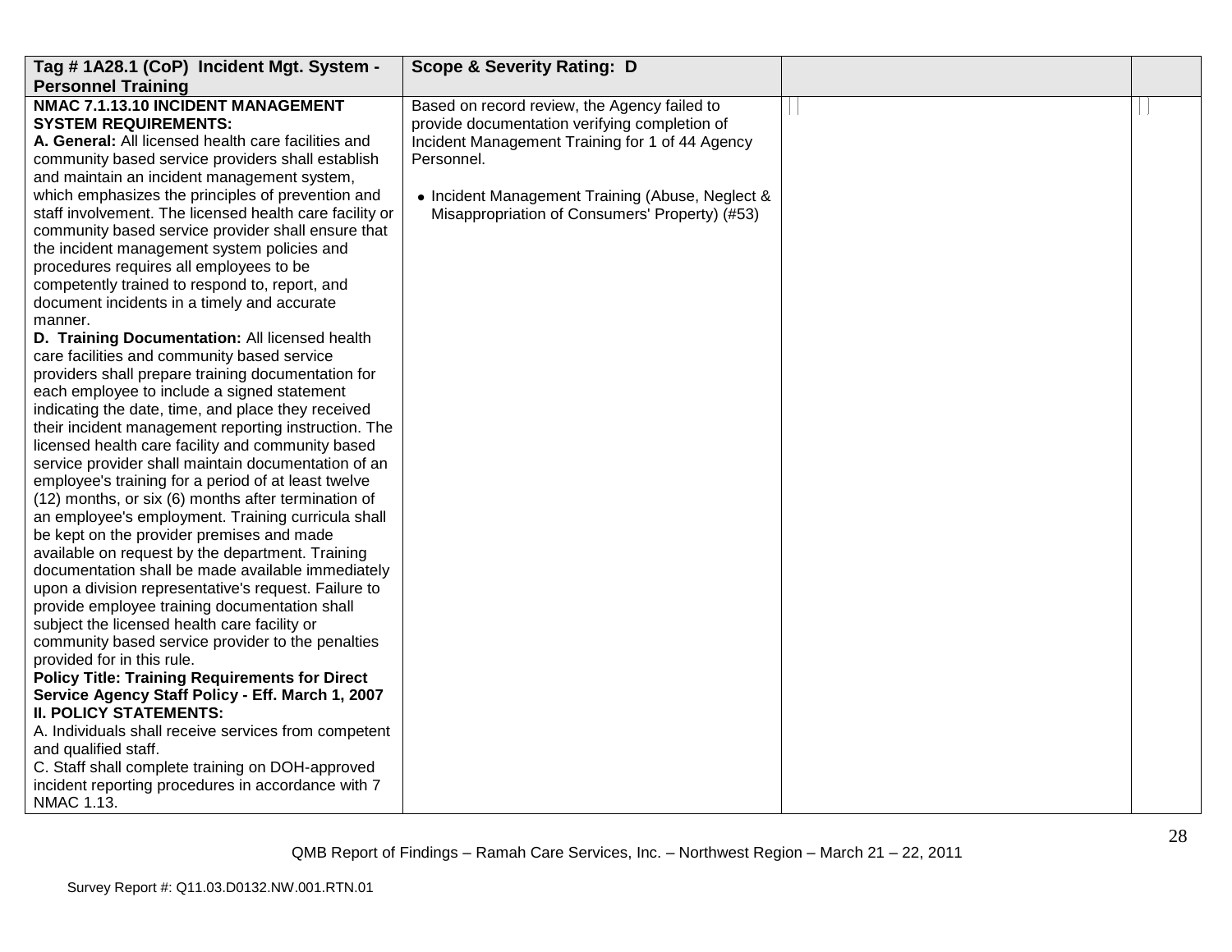| Tag # 1A28.1 (CoP) Incident Mgt. System - Personnel Training | Scope & Severity Rating: D | | |
|---|---|---|---|
| **NMAC 7.1.13.10 INCIDENT MANAGEMENT SYSTEM REQUIREMENTS:**<br>**A. General:** All licensed health care facilities and community based service providers shall establish and maintain an incident management system, which emphasizes the principles of prevention and staff involvement. The licensed health care facility or community based service provider shall ensure that the incident management system policies and procedures requires all employees to be competently trained to respond to, report, and document incidents in a timely and accurate manner.<br>**D. Training Documentation:** All licensed health care facilities and community based service providers shall prepare training documentation for each employee to include a signed statement indicating the date, time, and place they received their incident management reporting instruction. The licensed health care facility and community based service provider shall maintain documentation of an employee's training for a period of at least twelve (12) months, or six (6) months after termination of an employee's employment. Training curricula shall be kept on the provider premises and made available on request by the department. Training documentation shall be made available immediately upon a division representative's request. Failure to provide employee training documentation shall subject the licensed health care facility or community based service provider to the penalties provided for in this rule.<br>**Policy Title: Training Requirements for Direct Service Agency Staff Policy - Eff. March 1, 2007**<br>**II. POLICY STATEMENTS:**<br>A. Individuals shall receive services from competent and qualified staff.<br>C. Staff shall complete training on DOH-approved incident reporting procedures in accordance with 7 NMAC 1.13. | Based on record review, the Agency failed to provide documentation verifying completion of Incident Management Training for 1 of 44 Agency Personnel.<br><br>• Incident Management Training (Abuse, Neglect & Misappropriation of Consumers' Property) (#53) | | |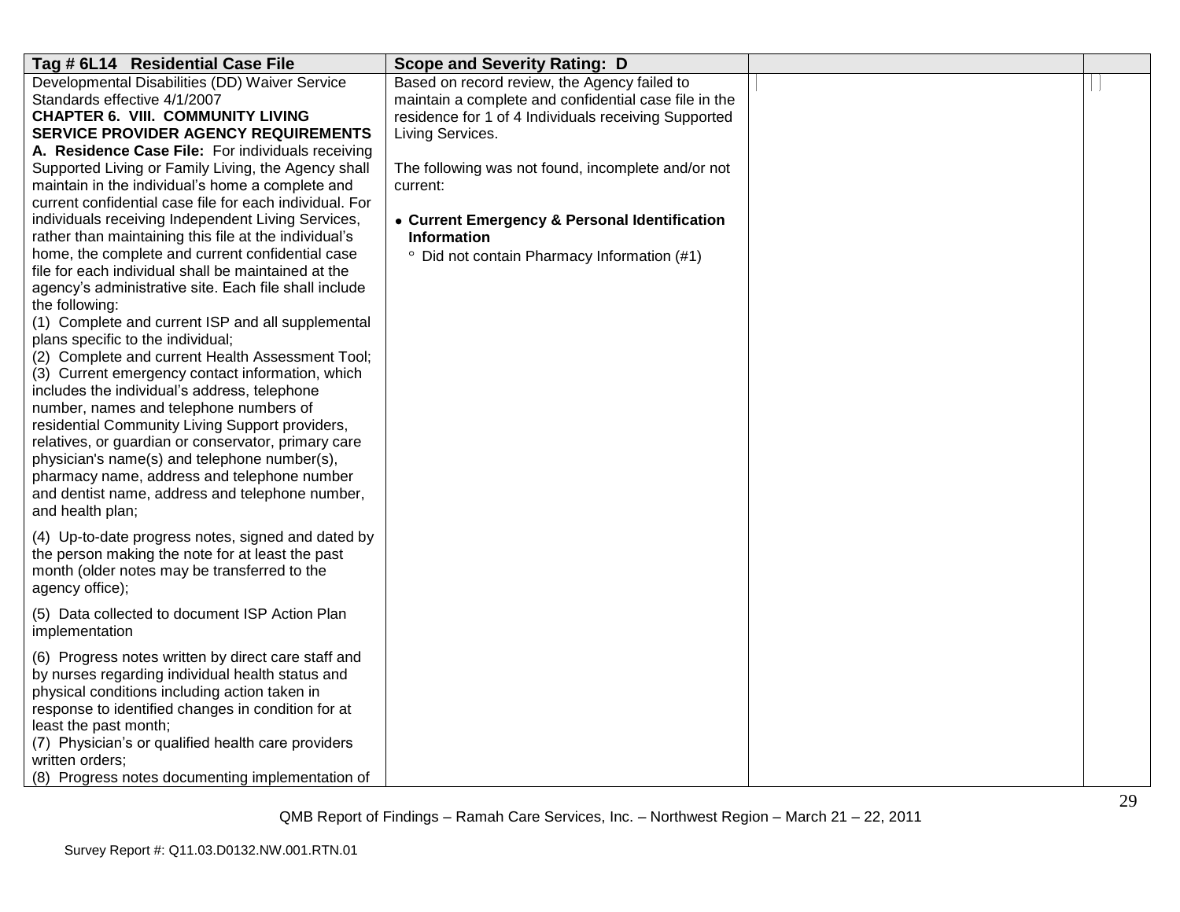| Tag # 6L14 Residential Case File | Scope and Severity Rating: D | | |
|---|---|---|---|
| Developmental Disabilities (DD) Waiver Service Standards effective 4/1/2007<br>**CHAPTER 6. VIII. COMMUNITY LIVING SERVICE PROVIDER AGENCY REQUIREMENTS**<br>**A. Residence Case File:** For individuals receiving Supported Living or Family Living, the Agency shall maintain in the individual's home a complete and current confidential case file for each individual. For individuals receiving Independent Living Services, rather than maintaining this file at the individual's home, the complete and current confidential case file for each individual shall be maintained at the agency's administrative site. Each file shall include the following:<br>(1) Complete and current ISP and all supplemental plans specific to the individual;<br>(2) Complete and current Health Assessment Tool;<br>(3) Current emergency contact information, which includes the individual's address, telephone number, names and telephone numbers of residential Community Living Support providers, relatives, or guardian or conservator, primary care physician's name(s) and telephone number(s), pharmacy name, address and telephone number and dentist name, address and telephone number, and health plan;<br><br>(4) Up-to-date progress notes, signed and dated by the person making the note for at least the past month (older notes may be transferred to the agency office);<br><br>(5) Data collected to document ISP Action Plan implementation<br><br>(6) Progress notes written by direct care staff and by nurses regarding individual health status and physical conditions including action taken in response to identified changes in condition for at least the past month;<br>(7) Physician's or qualified health care providers written orders;<br>(8) Progress notes documenting implementation of | Based on record review, the Agency failed to maintain a complete and confidential case file in the residence for 1 of 4 Individuals receiving Supported Living Services.<br><br>The following was not found, incomplete and/or not current:<br><br>• **Current Emergency & Personal Identification Information**<br>&nbsp;&nbsp;° Did not contain Pharmacy Information (#1) | | |

QMB Report of Findings – Ramah Care Services, Inc. – Northwest Region – March 21 – 22, 2011

Survey Report #: Q11.03.D0132.NW.001.RTN.01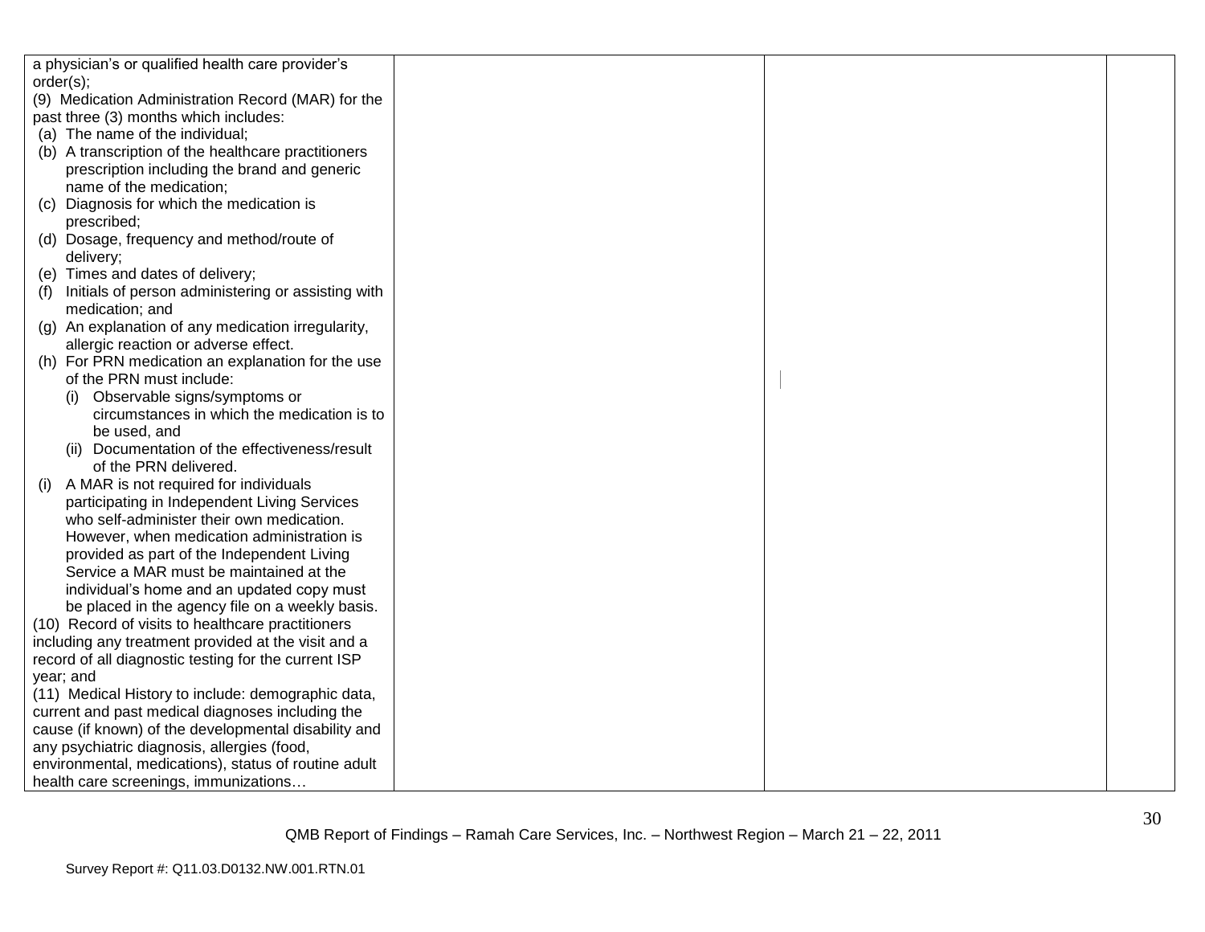| | | | |
|---|---|---|---|
| a physician's or qualified health care provider's order(s);<br>(9) Medication Administration Record (MAR) for the past three (3) months which includes:<br>(a) The name of the individual;<br>(b) A transcription of the healthcare practitioners prescription including the brand and generic name of the medication;<br>(c) Diagnosis for which the medication is prescribed;<br>(d) Dosage, frequency and method/route of delivery;<br>(e) Times and dates of delivery;<br>(f) Initials of person administering or assisting with medication; and<br>(g) An explanation of any medication irregularity, allergic reaction or adverse effect.<br>(h) For PRN medication an explanation for the use of the PRN must include:<br>(i) Observable signs/symptoms or circumstances in which the medication is to be used, and<br>(ii) Documentation of the effectiveness/result of the PRN delivered.<br>(i) A MAR is not required for individuals participating in Independent Living Services who self-administer their own medication. However, when medication administration is provided as part of the Independent Living Service a MAR must be maintained at the individual's home and an updated copy must be placed in the agency file on a weekly basis.<br>(10) Record of visits to healthcare practitioners including any treatment provided at the visit and a record of all diagnostic testing for the current ISP year; and<br>(11) Medical History to include: demographic data, current and past medical diagnoses including the cause (if known) of the developmental disability and any psychiatric diagnosis, allergies (food, environmental, medications), status of routine adult health care screenings, immunizations… | | | |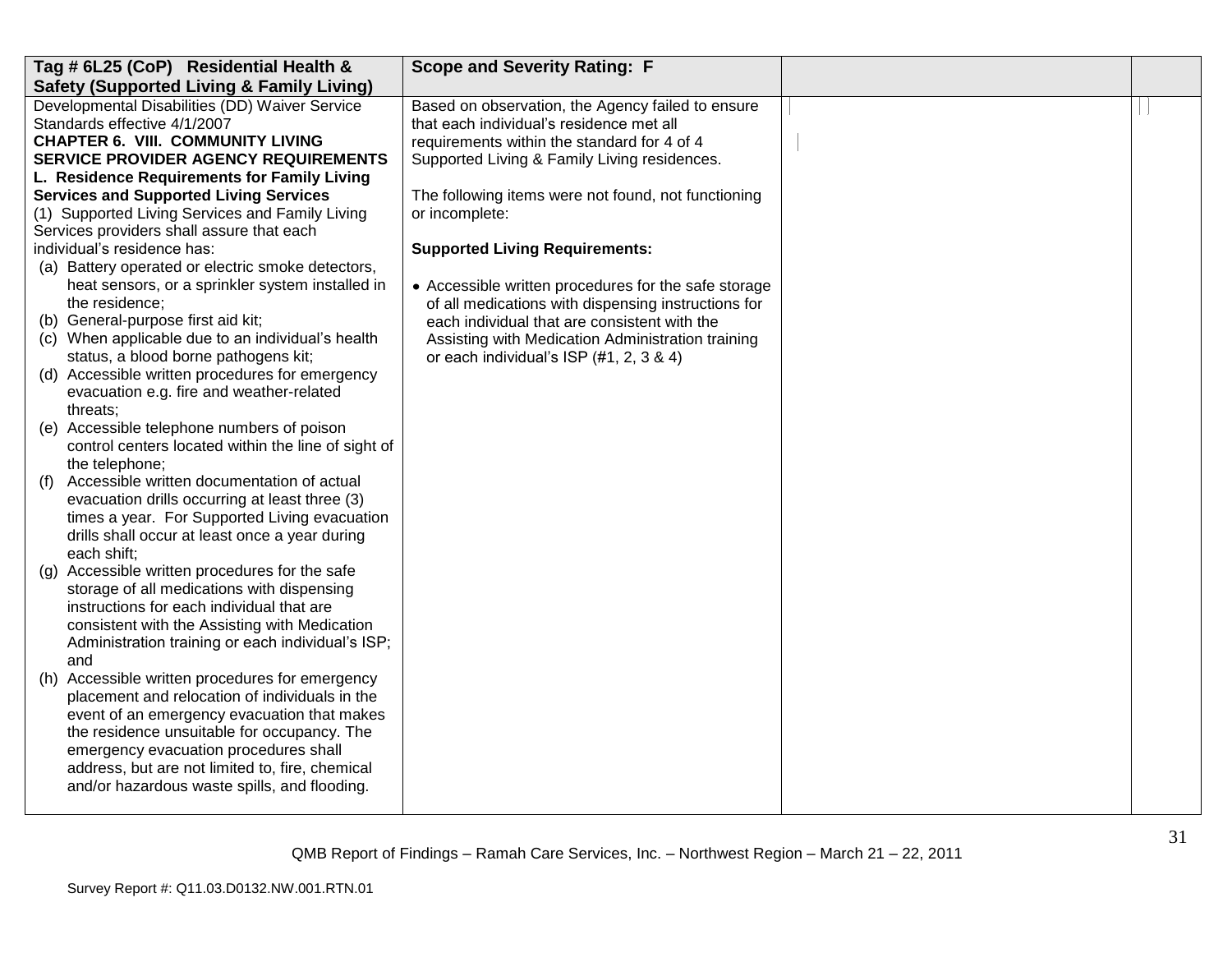| Tag # 6L25 (CoP) Residential Health & Safety (Supported Living & Family Living) | Scope and Severity Rating: F | | |
|---|---|---|---|
| Developmental Disabilities (DD) Waiver Service Standards effective 4/1/2007<br>**CHAPTER 6. VIII. COMMUNITY LIVING SERVICE PROVIDER AGENCY REQUIREMENTS**<br>**L. Residence Requirements for Family Living Services and Supported Living Services**<br>(1) Supported Living Services and Family Living Services providers shall assure that each individual's residence has:<br>(a) Battery operated or electric smoke detectors, heat sensors, or a sprinkler system installed in the residence;<br>(b) General-purpose first aid kit;<br>(c) When applicable due to an individual's health status, a blood borne pathogens kit;<br>(d) Accessible written procedures for emergency evacuation e.g. fire and weather-related threats;<br>(e) Accessible telephone numbers of poison control centers located within the line of sight of the telephone;<br>(f) Accessible written documentation of actual evacuation drills occurring at least three (3) times a year. For Supported Living evacuation drills shall occur at least once a year during each shift;<br>(g) Accessible written procedures for the safe storage of all medications with dispensing instructions for each individual that are consistent with the Assisting with Medication Administration training or each individual's ISP; and<br>(h) Accessible written procedures for emergency placement and relocation of individuals in the event of an emergency evacuation that makes the residence unsuitable for occupancy. The emergency evacuation procedures shall address, but are not limited to, fire, chemical and/or hazardous waste spills, and flooding. | Based on observation, the Agency failed to ensure that each individual's residence met all requirements within the standard for 4 of 4 Supported Living & Family Living residences.<br><br>The following items were not found, not functioning or incomplete:<br><br>**Supported Living Requirements:**<br><br>• Accessible written procedures for the safe storage of all medications with dispensing instructions for each individual that are consistent with the Assisting with Medication Administration training or each individual's ISP (#1, 2, 3 & 4) | | |

QMB Report of Findings – Ramah Care Services, Inc. – Northwest Region – March 21 – 22, 2011

Survey Report #: Q11.03.D0132.NW.001.RTN.01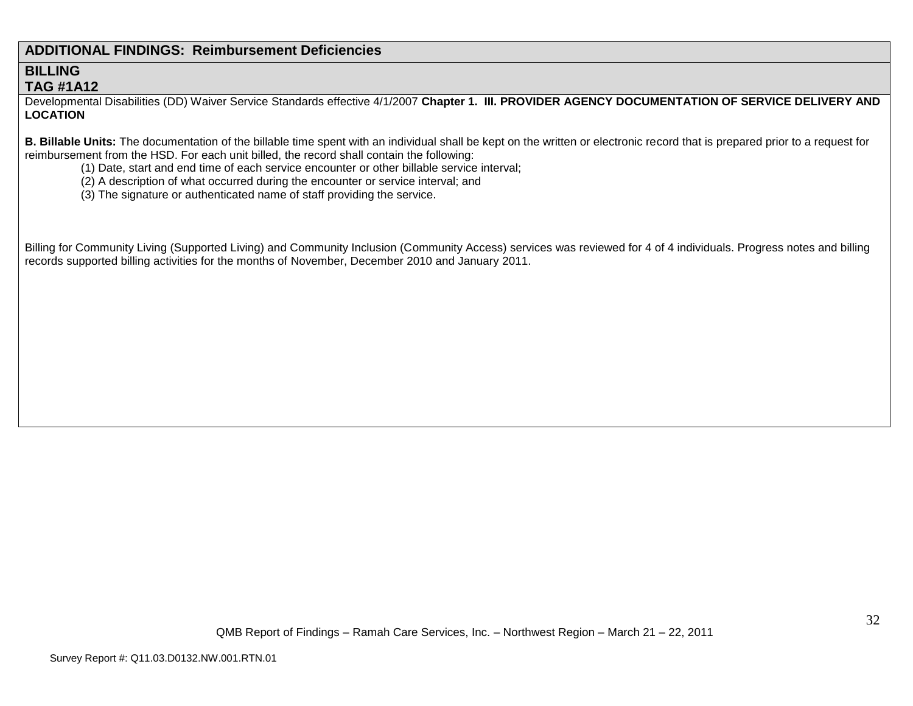## ADDITIONAL FINDINGS: Reimbursement Deficiencies

### BILLING
### TAG #1A12

Developmental Disabilities (DD) Waiver Service Standards effective 4/1/2007 **Chapter 1. III. PROVIDER AGENCY DOCUMENTATION OF SERVICE DELIVERY AND LOCATION**

**B. Billable Units:** The documentation of the billable time spent with an individual shall be kept on the written or electronic record that is prepared prior to a request for reimbursement from the HSD. For each unit billed, the record shall contain the following:

(1) Date, start and end time of each service encounter or other billable service interval;
(2) A description of what occurred during the encounter or service interval; and
(3) The signature or authenticated name of staff providing the service.

Billing for Community Living (Supported Living) and Community Inclusion (Community Access) services was reviewed for 4 of 4 individuals. Progress notes and billing records supported billing activities for the months of November, December 2010 and January 2011.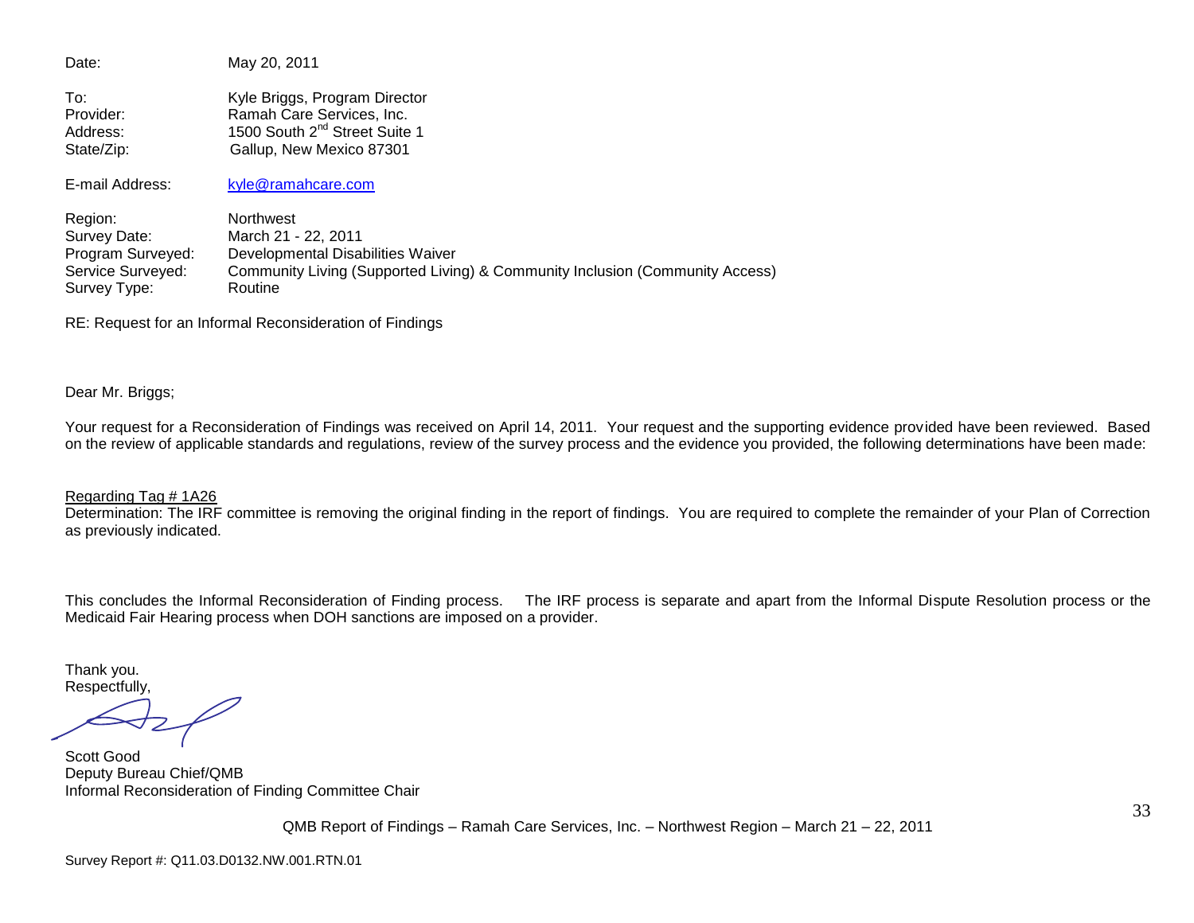Date: May 20, 2011

To: Kyle Briggs, Program Director
Provider: Ramah Care Services, Inc.
Address: 1500 South 2nd Street Suite 1
State/Zip: Gallup, New Mexico 87301

E-mail Address: kyle@ramahcare.com

Region: Northwest
Survey Date: March 21 - 22, 2011
Program Surveyed: Developmental Disabilities Waiver
Service Surveyed: Community Living (Supported Living) & Community Inclusion (Community Access)
Survey Type: Routine

RE: Request for an Informal Reconsideration of Findings

Dear Mr. Briggs;

Your request for a Reconsideration of Findings was received on April 14, 2011. Your request and the supporting evidence provided have been reviewed. Based on the review of applicable standards and regulations, review of the survey process and the evidence you provided, the following determinations have been made:

Regarding Tag # 1A26
Determination: The IRF committee is removing the original finding in the report of findings. You are required to complete the remainder of your Plan of Correction as previously indicated.

This concludes the Informal Reconsideration of Finding process. The IRF process is separate and apart from the Informal Dispute Resolution process or the Medicaid Fair Hearing process when DOH sanctions are imposed on a provider.

Thank you.
Respectfully,

Scott Good
Deputy Bureau Chief/QMB
Informal Reconsideration of Finding Committee Chair

QMB Report of Findings – Ramah Care Services, Inc. – Northwest Region – March 21 – 22, 2011

Survey Report #: Q11.03.D0132.NW.001.RTN.01